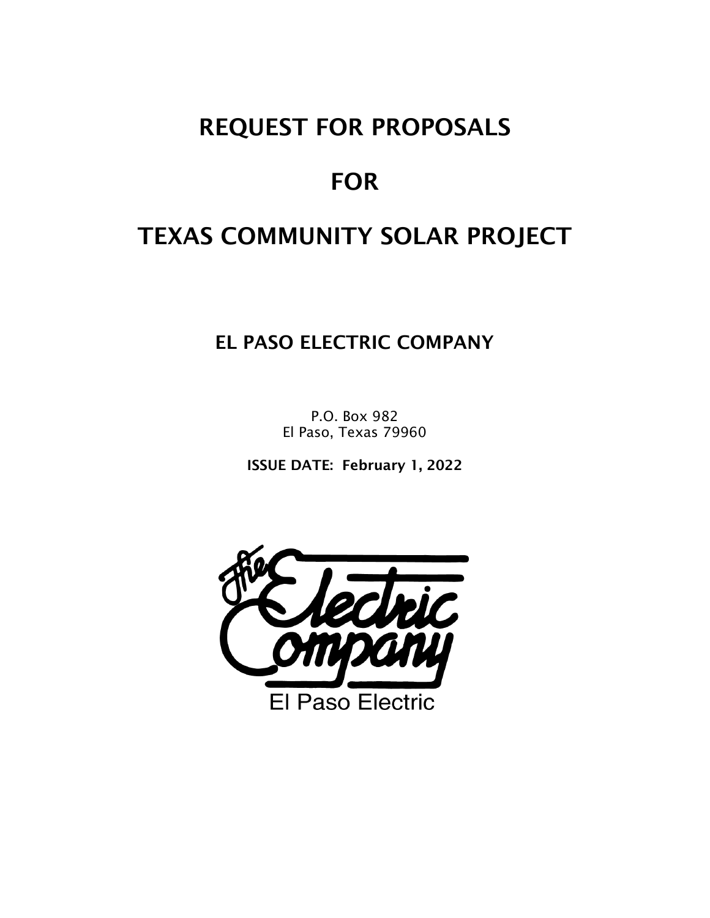# REQUEST FOR PROPOSALS

# FOR

# TEXAS COMMUNITY SOLAR PROJECT

## EL PASO ELECTRIC COMPANY

P.O. Box 982
El Paso, Texas 79960

**ISSUE DATE: February 1, 2022**

The Electric Company

El Paso Electric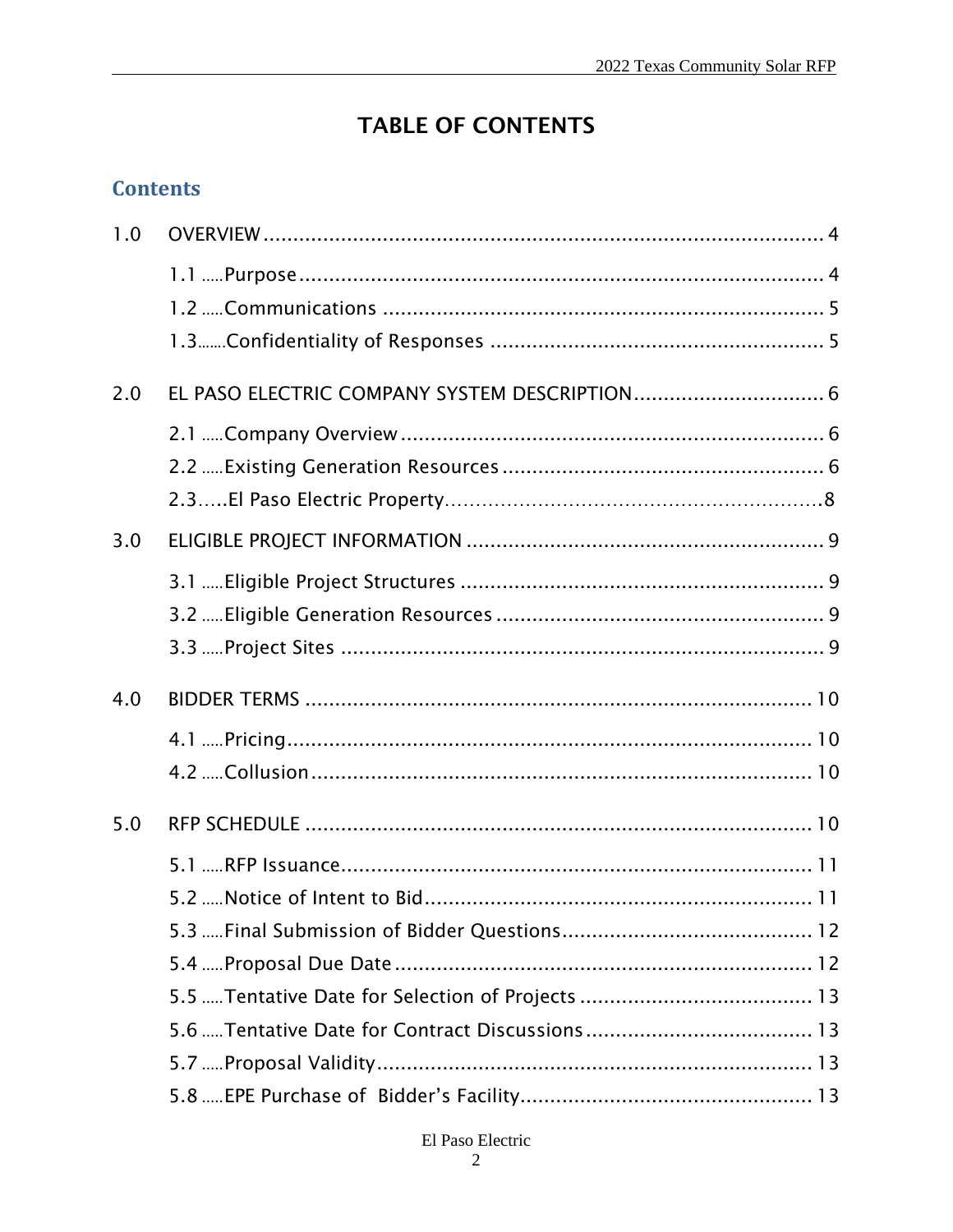# TABLE OF CONTENTS

## Contents

1.0 OVERVIEW ........................................................................................ 4

- 1.1 .....Purpose ........................................................................................ 4
- 1.2 .....Communications ........................................................................... 5
- 1.3.......Confidentiality of Responses ......................................................... 5

2.0 EL PASO ELECTRIC COMPANY SYSTEM DESCRIPTION ................................ 6

- 2.1 .....Company Overview ....................................................................... 6
- 2.2 .....Existing Generation Resources ...................................................... 6
- 2.3.....El Paso Electric Property..............................................................8

3.0 ELIGIBLE PROJECT INFORMATION ............................................................ 9

- 3.1 .....Eligible Project Structures ............................................................. 9
- 3.2 .....Eligible Generation Resources ....................................................... 9
- 3.3 .....Project Sites ................................................................................. 9

4.0 BIDDER TERMS ..................................................................................... 10

- 4.1 .....Pricing........................................................................................ 10
- 4.2 .....Collusion.................................................................................... 10

5.0 RFP SCHEDULE ..................................................................................... 10

- 5.1 .....RFP Issuance............................................................................... 11
- 5.2 .....Notice of Intent to Bid................................................................. 11
- 5.3 .....Final Submission of Bidder Questions.......................................... 12
- 5.4 .....Proposal Due Date ...................................................................... 12
- 5.5 .....Tentative Date for Selection of Projects ....................................... 13
- 5.6 .....Tentative Date for Contract Discussions ...................................... 13
- 5.7 .....Proposal Validity......................................................................... 13
- 5.8 .....EPE Purchase of Bidder's Facility................................................. 13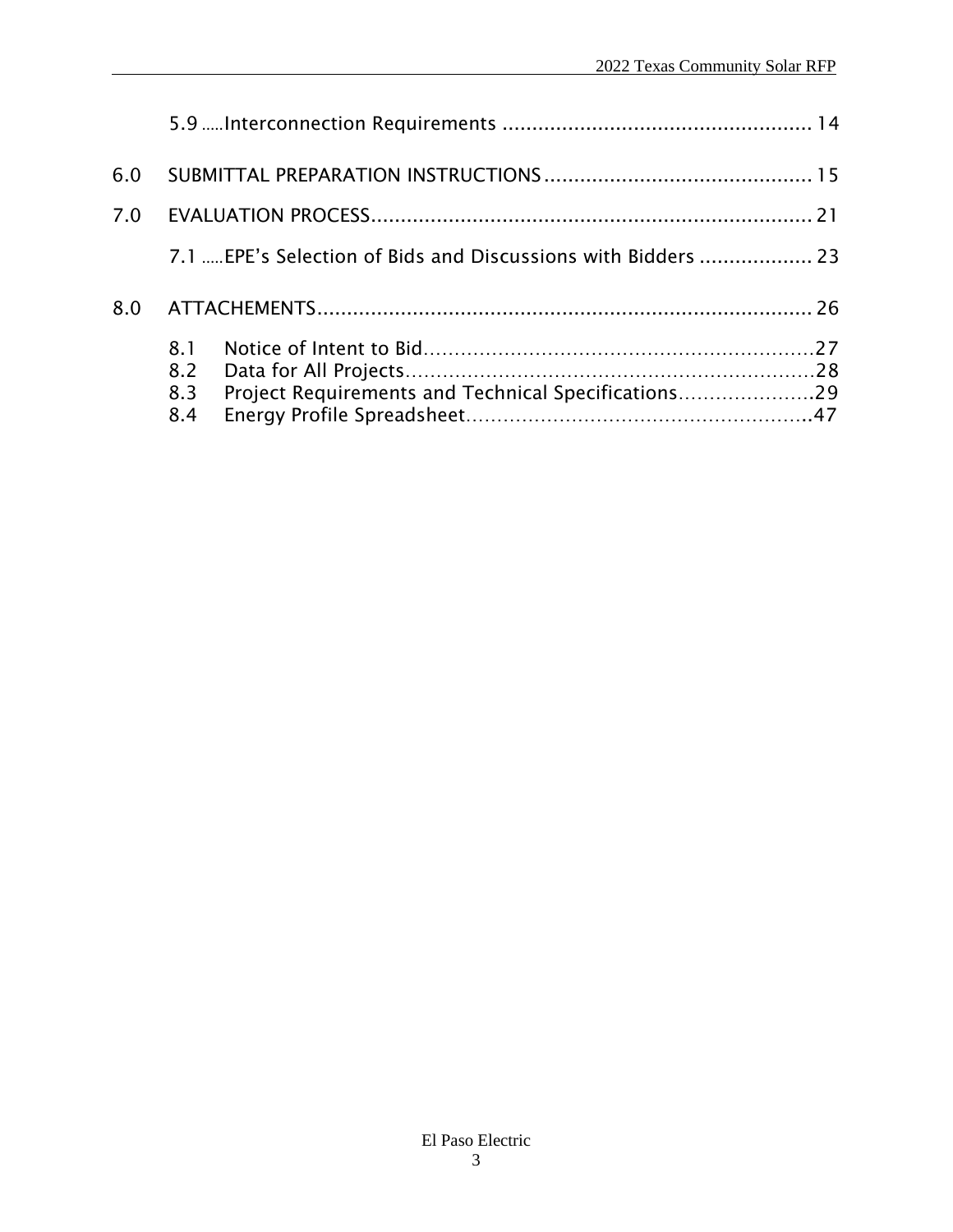5.9 .....Interconnection Requirements .................................................... 14

6.0 SUBMITTAL PREPARATION INSTRUCTIONS............................................ 15

7.0 EVALUATION PROCESS.......................................................................... 21

7.1 .....EPE's Selection of Bids and Discussions with Bidders ................... 23

8.0 ATTACHEMENTS................................................................................... 26

8.1 Notice of Intent to Bid..............................................................27
8.2 Data for All Projects.................................................................28
8.3 Project Requirements and Technical Specifications.....................29
8.4 Energy Profile Spreadsheet.......................................................47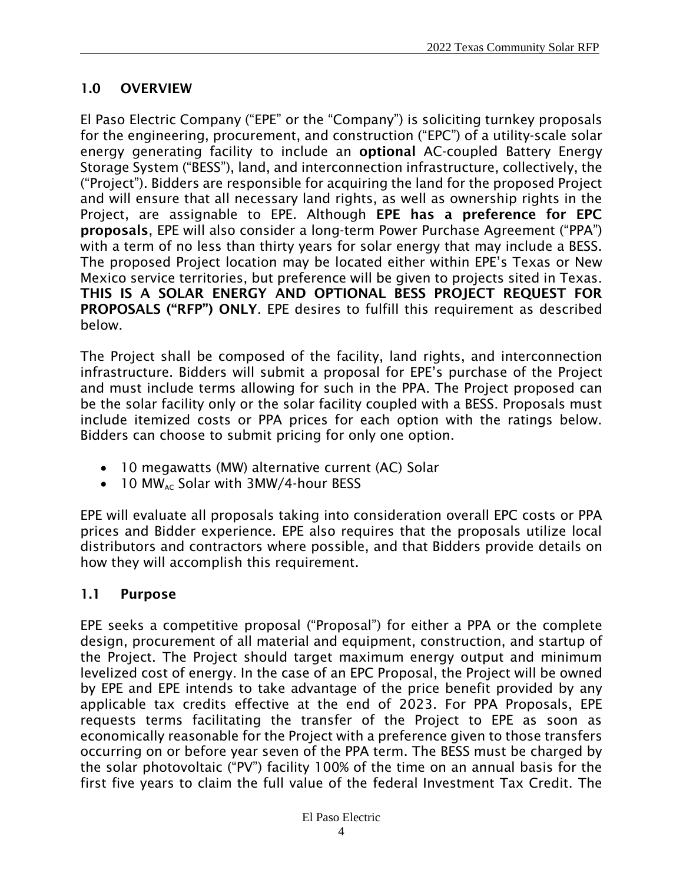## 1.0 OVERVIEW

El Paso Electric Company ("EPE" or the "Company") is soliciting turnkey proposals for the engineering, procurement, and construction ("EPC") of a utility-scale solar energy generating facility to include an **optional** AC-coupled Battery Energy Storage System ("BESS"), land, and interconnection infrastructure, collectively, the ("Project"). Bidders are responsible for acquiring the land for the proposed Project and will ensure that all necessary land rights, as well as ownership rights in the Project, are assignable to EPE. Although **EPE has a preference for EPC proposals**, EPE will also consider a long-term Power Purchase Agreement ("PPA") with a term of no less than thirty years for solar energy that may include a BESS. The proposed Project location may be located either within EPE's Texas or New Mexico service territories, but preference will be given to projects sited in Texas. **THIS IS A SOLAR ENERGY AND OPTIONAL BESS PROJECT REQUEST FOR PROPOSALS ("RFP") ONLY**. EPE desires to fulfill this requirement as described below.

The Project shall be composed of the facility, land rights, and interconnection infrastructure. Bidders will submit a proposal for EPE's purchase of the Project and must include terms allowing for such in the PPA. The Project proposed can be the solar facility only or the solar facility coupled with a BESS. Proposals must include itemized costs or PPA prices for each option with the ratings below. Bidders can choose to submit pricing for only one option.

- 10 megawatts (MW) alternative current (AC) Solar
- 10 $MW_{AC}$ Solar with 3MW/4-hour BESS

EPE will evaluate all proposals taking into consideration overall EPC costs or PPA prices and Bidder experience. EPE also requires that the proposals utilize local distributors and contractors where possible, and that Bidders provide details on how they will accomplish this requirement.

## 1.1 Purpose

EPE seeks a competitive proposal ("Proposal") for either a PPA or the complete design, procurement of all material and equipment, construction, and startup of the Project. The Project should target maximum energy output and minimum levelized cost of energy. In the case of an EPC Proposal, the Project will be owned by EPE and EPE intends to take advantage of the price benefit provided by any applicable tax credits effective at the end of 2023. For PPA Proposals, EPE requests terms facilitating the transfer of the Project to EPE as soon as economically reasonable for the Project with a preference given to those transfers occurring on or before year seven of the PPA term. The BESS must be charged by the solar photovoltaic ("PV") facility 100% of the time on an annual basis for the first five years to claim the full value of the federal Investment Tax Credit. The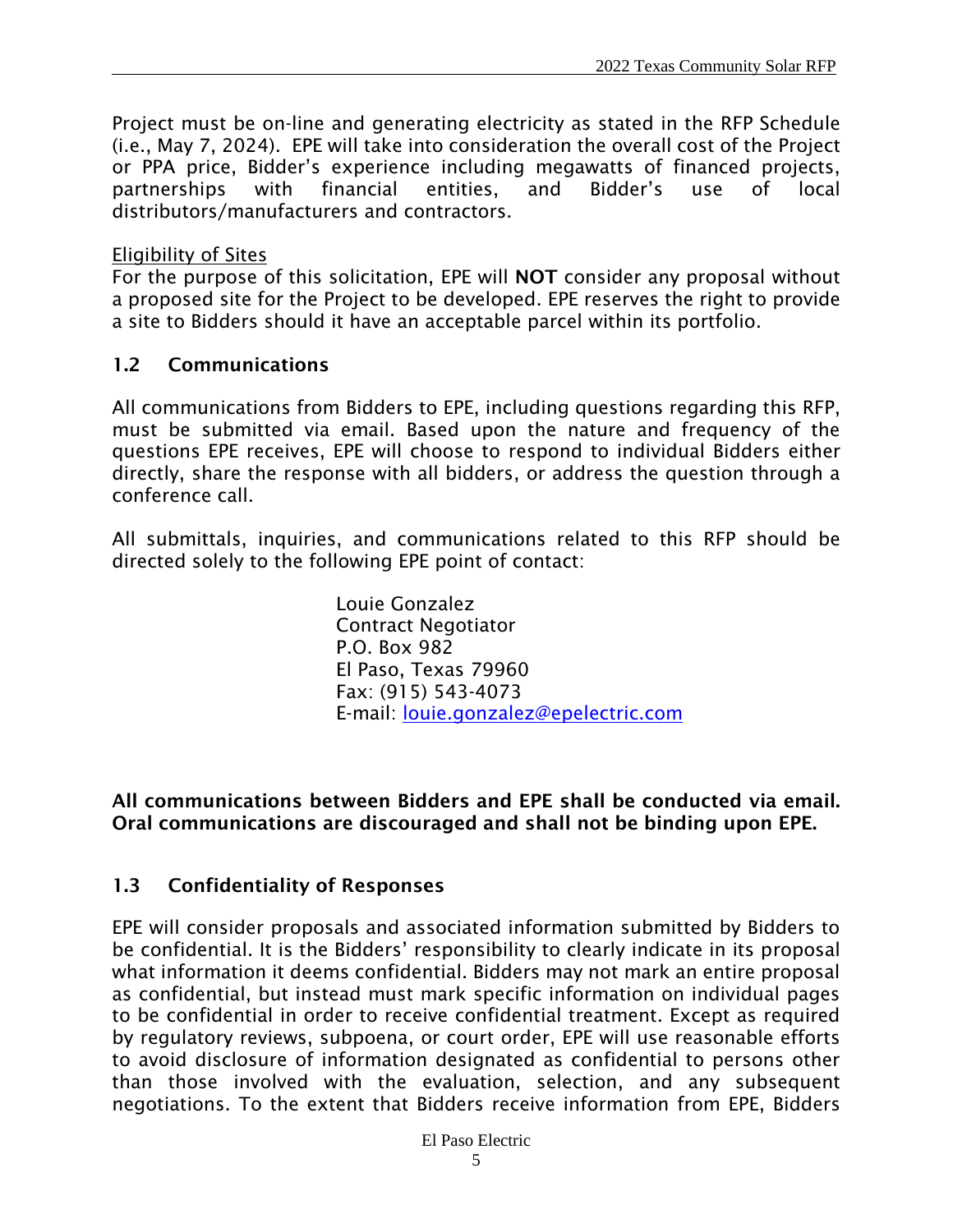Project must be on-line and generating electricity as stated in the RFP Schedule (i.e., May 7, 2024). EPE will take into consideration the overall cost of the Project or PPA price, Bidder's experience including megawatts of financed projects, partnerships with financial entities, and Bidder's use of local distributors/manufacturers and contractors.

Eligibility of Sites

For the purpose of this solicitation, EPE will **NOT** consider any proposal without a proposed site for the Project to be developed. EPE reserves the right to provide a site to Bidders should it have an acceptable parcel within its portfolio.

## 1.2 Communications

All communications from Bidders to EPE, including questions regarding this RFP, must be submitted via email. Based upon the nature and frequency of the questions EPE receives, EPE will choose to respond to individual Bidders either directly, share the response with all bidders, or address the question through a conference call.

All submittals, inquiries, and communications related to this RFP should be directed solely to the following EPE point of contact:

Louie Gonzalez
Contract Negotiator
P.O. Box 982
El Paso, Texas 79960
Fax: (915) 543-4073
E-mail: louie.gonzalez@epelectric.com

**All communications between Bidders and EPE shall be conducted via email. Oral communications are discouraged and shall not be binding upon EPE.**

## 1.3 Confidentiality of Responses

EPE will consider proposals and associated information submitted by Bidders to be confidential. It is the Bidders' responsibility to clearly indicate in its proposal what information it deems confidential. Bidders may not mark an entire proposal as confidential, but instead must mark specific information on individual pages to be confidential in order to receive confidential treatment. Except as required by regulatory reviews, subpoena, or court order, EPE will use reasonable efforts to avoid disclosure of information designated as confidential to persons other than those involved with the evaluation, selection, and any subsequent negotiations. To the extent that Bidders receive information from EPE, Bidders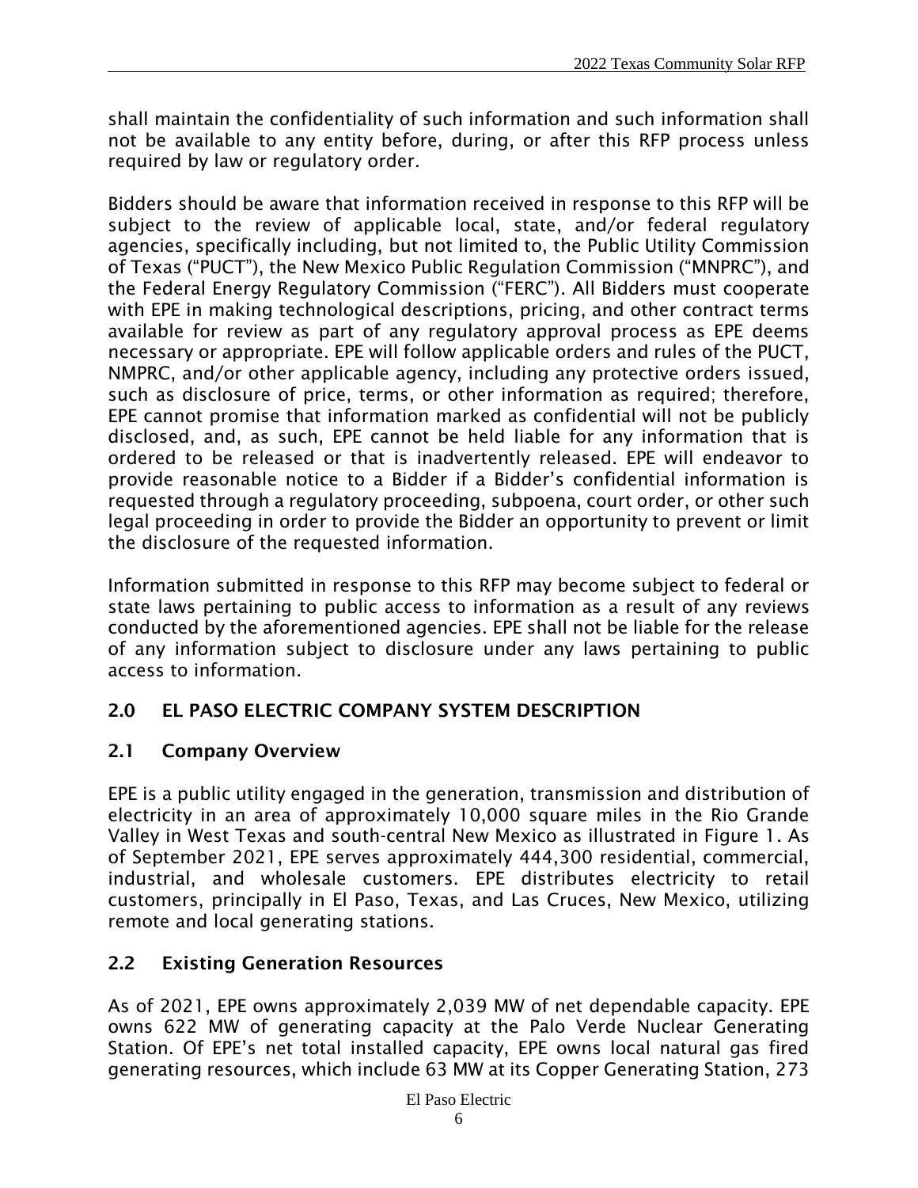shall maintain the confidentiality of such information and such information shall not be available to any entity before, during, or after this RFP process unless required by law or regulatory order.

Bidders should be aware that information received in response to this RFP will be subject to the review of applicable local, state, and/or federal regulatory agencies, specifically including, but not limited to, the Public Utility Commission of Texas ("PUCT"), the New Mexico Public Regulation Commission ("MNPRC"), and the Federal Energy Regulatory Commission ("FERC"). All Bidders must cooperate with EPE in making technological descriptions, pricing, and other contract terms available for review as part of any regulatory approval process as EPE deems necessary or appropriate. EPE will follow applicable orders and rules of the PUCT, NMPRC, and/or other applicable agency, including any protective orders issued, such as disclosure of price, terms, or other information as required; therefore, EPE cannot promise that information marked as confidential will not be publicly disclosed, and, as such, EPE cannot be held liable for any information that is ordered to be released or that is inadvertently released. EPE will endeavor to provide reasonable notice to a Bidder if a Bidder's confidential information is requested through a regulatory proceeding, subpoena, court order, or other such legal proceeding in order to provide the Bidder an opportunity to prevent or limit the disclosure of the requested information.

Information submitted in response to this RFP may become subject to federal or state laws pertaining to public access to information as a result of any reviews conducted by the aforementioned agencies. EPE shall not be liable for the release of any information subject to disclosure under any laws pertaining to public access to information.

## 2.0 EL PASO ELECTRIC COMPANY SYSTEM DESCRIPTION

### 2.1 Company Overview

EPE is a public utility engaged in the generation, transmission and distribution of electricity in an area of approximately 10,000 square miles in the Rio Grande Valley in West Texas and south-central New Mexico as illustrated in Figure 1. As of September 2021, EPE serves approximately 444,300 residential, commercial, industrial, and wholesale customers. EPE distributes electricity to retail customers, principally in El Paso, Texas, and Las Cruces, New Mexico, utilizing remote and local generating stations.

### 2.2 Existing Generation Resources

As of 2021, EPE owns approximately 2,039 MW of net dependable capacity. EPE owns 622 MW of generating capacity at the Palo Verde Nuclear Generating Station. Of EPE's net total installed capacity, EPE owns local natural gas fired generating resources, which include 63 MW at its Copper Generating Station, 273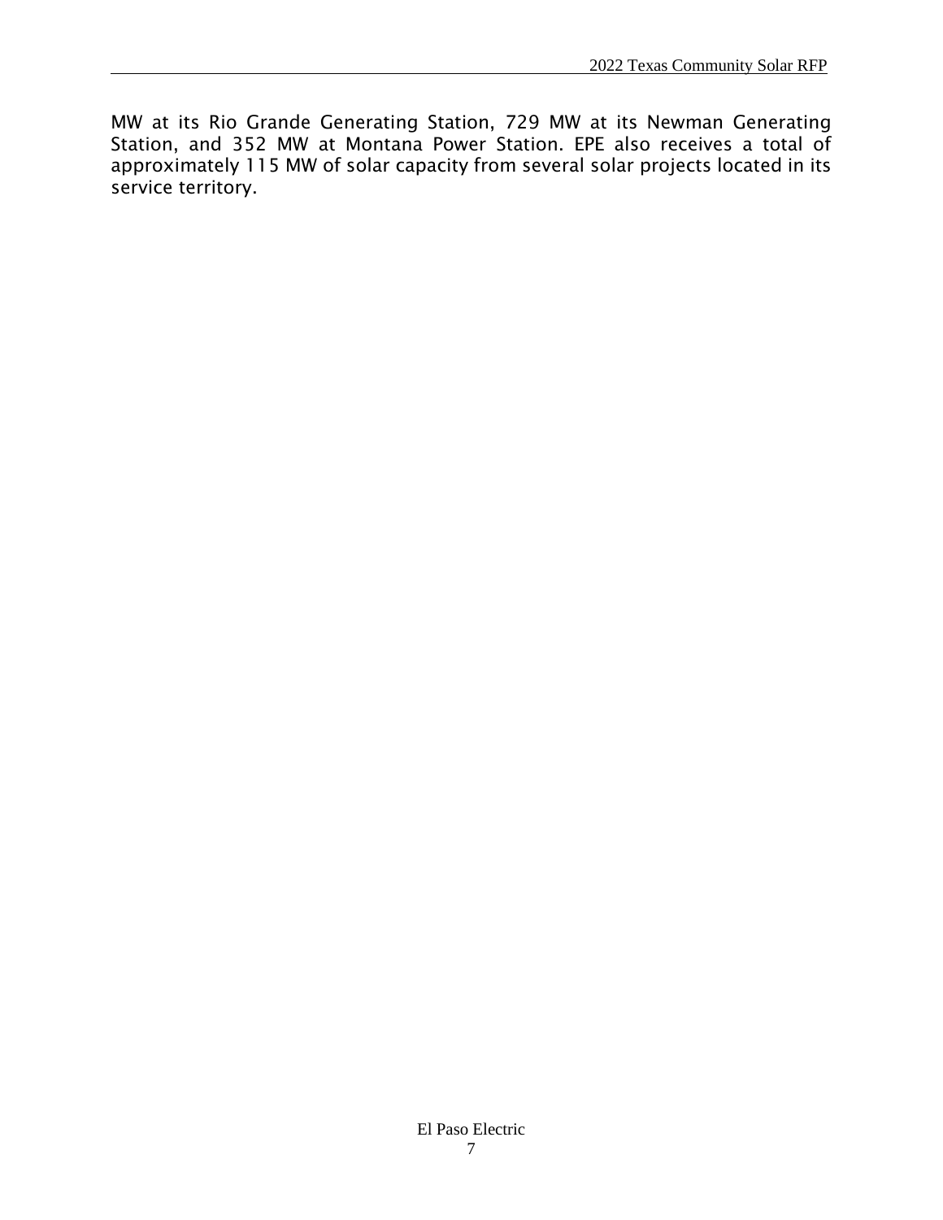MW at its Rio Grande Generating Station, 729 MW at its Newman Generating Station, and 352 MW at Montana Power Station. EPE also receives a total of approximately 115 MW of solar capacity from several solar projects located in its service territory.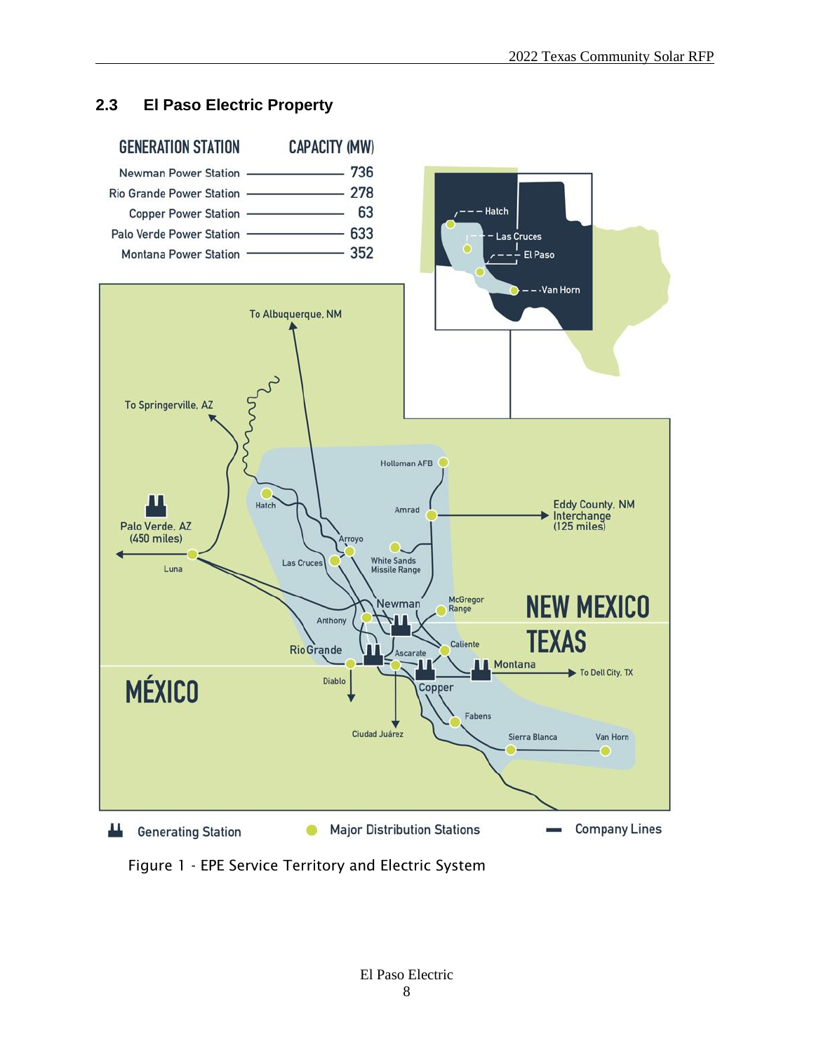## 2.3 El Paso Electric Property

| GENERATION STATION | CAPACITY (MW) |
|---|---|
| Newman Power Station | 736 |
| Rio Grande Power Station | 278 |
| Copper Power Station | 63 |
| Palo Verde Power Station | 633 |
| Montana Power Station | 352 |

Figure 1 - EPE Service Territory and Electric System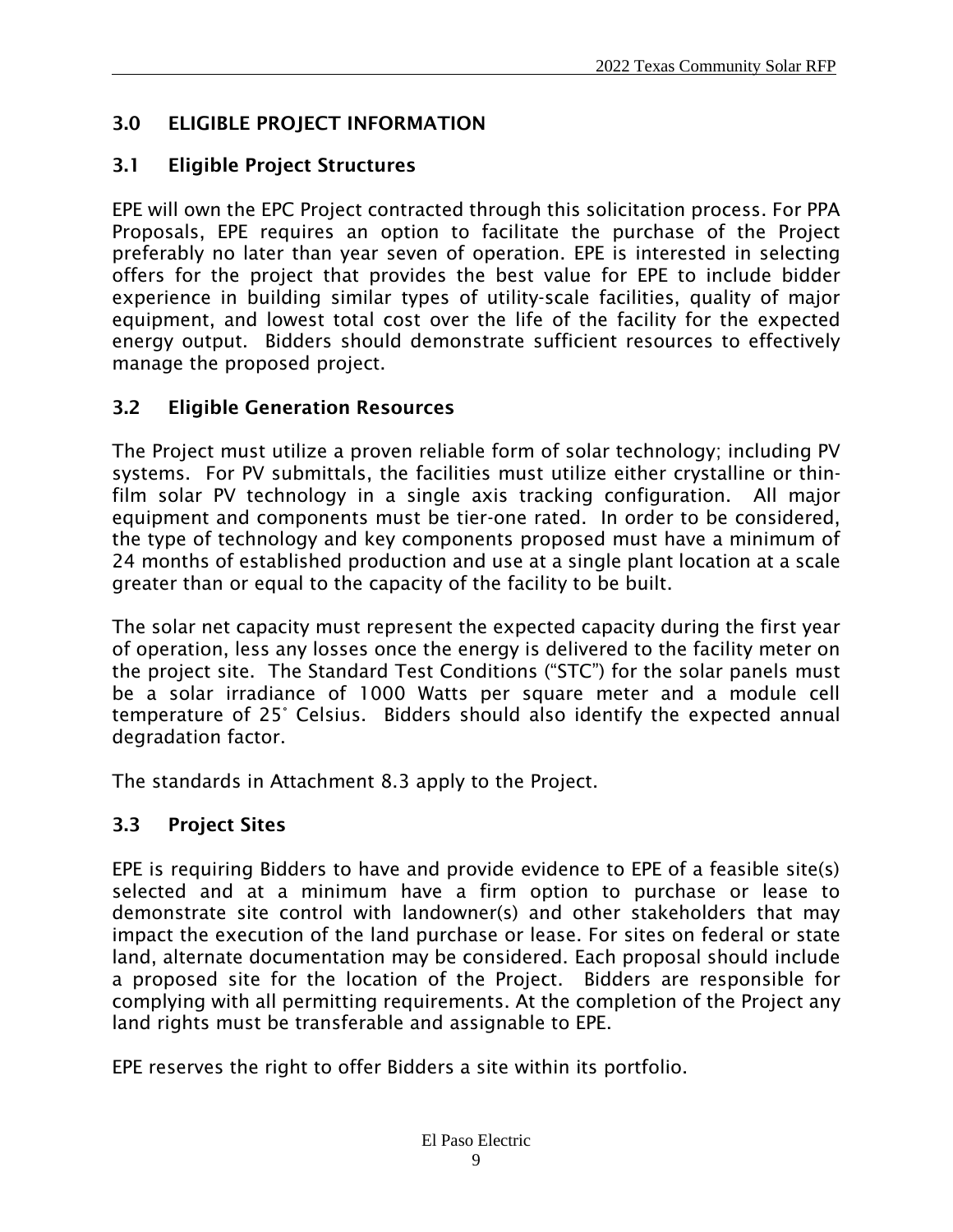## 3.0 ELIGIBLE PROJECT INFORMATION

### 3.1 Eligible Project Structures

EPE will own the EPC Project contracted through this solicitation process. For PPA Proposals, EPE requires an option to facilitate the purchase of the Project preferably no later than year seven of operation. EPE is interested in selecting offers for the project that provides the best value for EPE to include bidder experience in building similar types of utility-scale facilities, quality of major equipment, and lowest total cost over the life of the facility for the expected energy output. Bidders should demonstrate sufficient resources to effectively manage the proposed project.

### 3.2 Eligible Generation Resources

The Project must utilize a proven reliable form of solar technology; including PV systems. For PV submittals, the facilities must utilize either crystalline or thin-film solar PV technology in a single axis tracking configuration. All major equipment and components must be tier-one rated. In order to be considered, the type of technology and key components proposed must have a minimum of 24 months of established production and use at a single plant location at a scale greater than or equal to the capacity of the facility to be built.

The solar net capacity must represent the expected capacity during the first year of operation, less any losses once the energy is delivered to the facility meter on the project site. The Standard Test Conditions ("STC") for the solar panels must be a solar irradiance of 1000 Watts per square meter and a module cell temperature of 25° Celsius. Bidders should also identify the expected annual degradation factor.

The standards in Attachment 8.3 apply to the Project.

### 3.3 Project Sites

EPE is requiring Bidders to have and provide evidence to EPE of a feasible site(s) selected and at a minimum have a firm option to purchase or lease to demonstrate site control with landowner(s) and other stakeholders that may impact the execution of the land purchase or lease. For sites on federal or state land, alternate documentation may be considered. Each proposal should include a proposed site for the location of the Project. Bidders are responsible for complying with all permitting requirements. At the completion of the Project any land rights must be transferable and assignable to EPE.

EPE reserves the right to offer Bidders a site within its portfolio.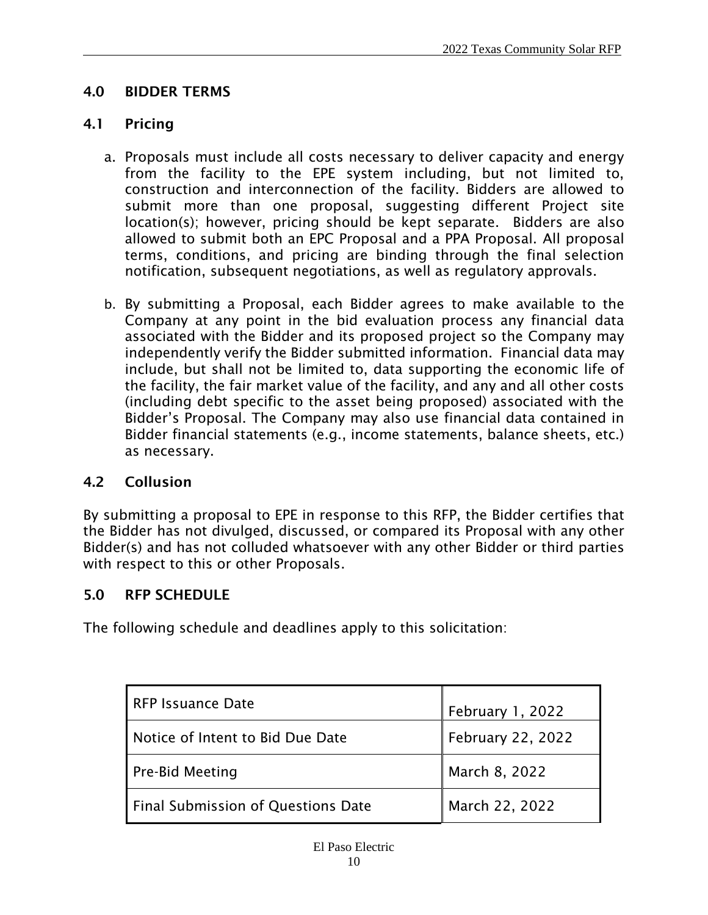## 4.0 BIDDER TERMS

### 4.1 Pricing

a. Proposals must include all costs necessary to deliver capacity and energy from the facility to the EPE system including, but not limited to, construction and interconnection of the facility. Bidders are allowed to submit more than one proposal, suggesting different Project site location(s); however, pricing should be kept separate. Bidders are also allowed to submit both an EPC Proposal and a PPA Proposal. All proposal terms, conditions, and pricing are binding through the final selection notification, subsequent negotiations, as well as regulatory approvals.

b. By submitting a Proposal, each Bidder agrees to make available to the Company at any point in the bid evaluation process any financial data associated with the Bidder and its proposed project so the Company may independently verify the Bidder submitted information. Financial data may include, but shall not be limited to, data supporting the economic life of the facility, the fair market value of the facility, and any and all other costs (including debt specific to the asset being proposed) associated with the Bidder's Proposal. The Company may also use financial data contained in Bidder financial statements (e.g., income statements, balance sheets, etc.) as necessary.

### 4.2 Collusion

By submitting a proposal to EPE in response to this RFP, the Bidder certifies that the Bidder has not divulged, discussed, or compared its Proposal with any other Bidder(s) and has not colluded whatsoever with any other Bidder or third parties with respect to this or other Proposals.

## 5.0 RFP SCHEDULE

The following schedule and deadlines apply to this solicitation:

| | |
|---|---|
| RFP Issuance Date | February 1, 2022 |
| Notice of Intent to Bid Due Date | February 22, 2022 |
| Pre-Bid Meeting | March 8, 2022 |
| Final Submission of Questions Date | March 22, 2022 |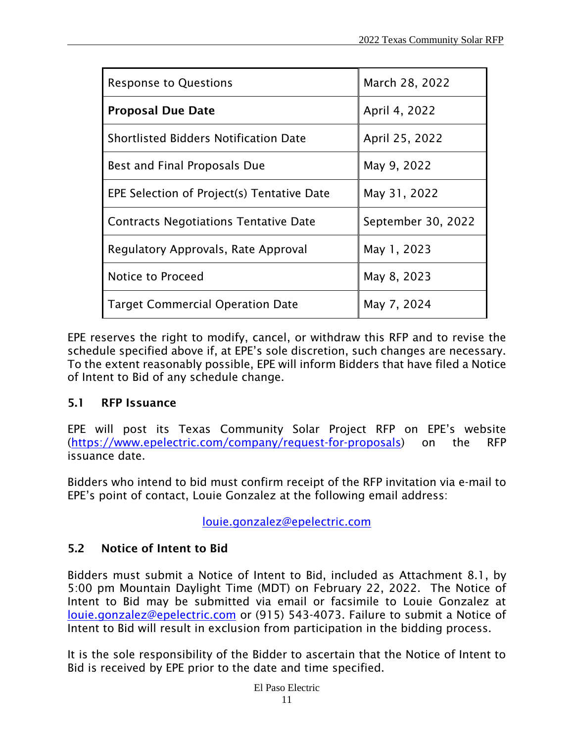| Response to Questions | March 28, 2022 |
|---|---|
| **Proposal Due Date** | April 4, 2022 |
| Shortlisted Bidders Notification Date | April 25, 2022 |
| Best and Final Proposals Due | May 9, 2022 |
| EPE Selection of Project(s) Tentative Date | May 31, 2022 |
| Contracts Negotiations Tentative Date | September 30, 2022 |
| Regulatory Approvals, Rate Approval | May 1, 2023 |
| Notice to Proceed | May 8, 2023 |
| Target Commercial Operation Date | May 7, 2024 |

EPE reserves the right to modify, cancel, or withdraw this RFP and to revise the schedule specified above if, at EPE's sole discretion, such changes are necessary. To the extent reasonably possible, EPE will inform Bidders that have filed a Notice of Intent to Bid of any schedule change.

### 5.1 RFP Issuance

EPE will post its Texas Community Solar Project RFP on EPE's website (https://www.epelectric.com/company/request-for-proposals) on the RFP issuance date.

Bidders who intend to bid must confirm receipt of the RFP invitation via e-mail to EPE's point of contact, Louie Gonzalez at the following email address:

louie.gonzalez@epelectric.com

### 5.2 Notice of Intent to Bid

Bidders must submit a Notice of Intent to Bid, included as Attachment 8.1, by 5:00 pm Mountain Daylight Time (MDT) on February 22, 2022. The Notice of Intent to Bid may be submitted via email or facsimile to Louie Gonzalez at louie.gonzalez@epelectric.com or (915) 543-4073. Failure to submit a Notice of Intent to Bid will result in exclusion from participation in the bidding process.

It is the sole responsibility of the Bidder to ascertain that the Notice of Intent to Bid is received by EPE prior to the date and time specified.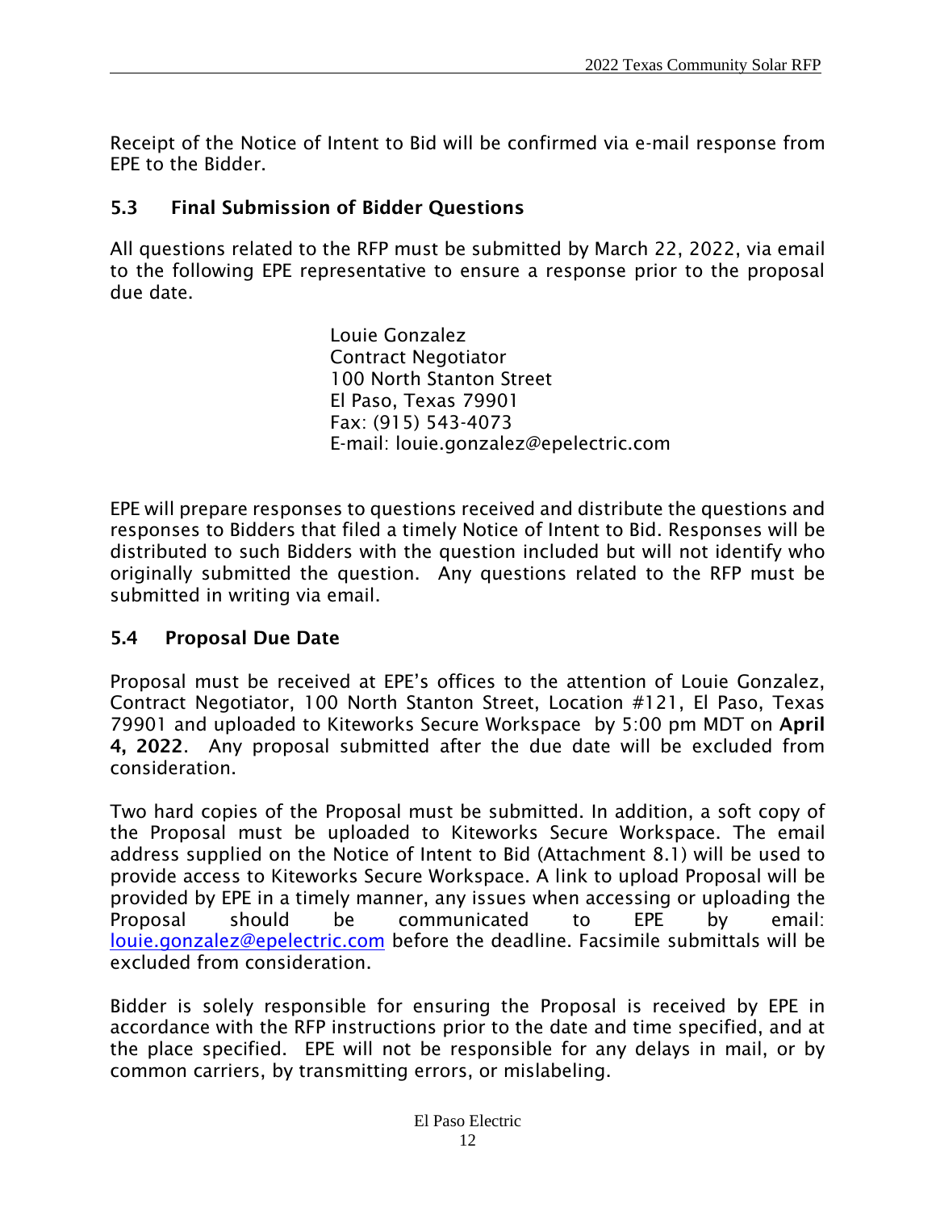Receipt of the Notice of Intent to Bid will be confirmed via e-mail response from EPE to the Bidder.

## 5.3 Final Submission of Bidder Questions

All questions related to the RFP must be submitted by March 22, 2022, via email to the following EPE representative to ensure a response prior to the proposal due date.

> Louie Gonzalez
> Contract Negotiator
> 100 North Stanton Street
> El Paso, Texas 79901
> Fax: (915) 543-4073
> E-mail: louie.gonzalez@epelectric.com

EPE will prepare responses to questions received and distribute the questions and responses to Bidders that filed a timely Notice of Intent to Bid. Responses will be distributed to such Bidders with the question included but will not identify who originally submitted the question. Any questions related to the RFP must be submitted in writing via email.

## 5.4 Proposal Due Date

Proposal must be received at EPE's offices to the attention of Louie Gonzalez, Contract Negotiator, 100 North Stanton Street, Location #121, El Paso, Texas 79901 and uploaded to Kiteworks Secure Workspace by 5:00 pm MDT on **April 4, 2022**. Any proposal submitted after the due date will be excluded from consideration.

Two hard copies of the Proposal must be submitted. In addition, a soft copy of the Proposal must be uploaded to Kiteworks Secure Workspace. The email address supplied on the Notice of Intent to Bid (Attachment 8.1) will be used to provide access to Kiteworks Secure Workspace. A link to upload Proposal will be provided by EPE in a timely manner, any issues when accessing or uploading the Proposal should be communicated to EPE by email: louie.gonzalez@epelectric.com before the deadline. Facsimile submittals will be excluded from consideration.

Bidder is solely responsible for ensuring the Proposal is received by EPE in accordance with the RFP instructions prior to the date and time specified, and at the place specified. EPE will not be responsible for any delays in mail, or by common carriers, by transmitting errors, or mislabeling.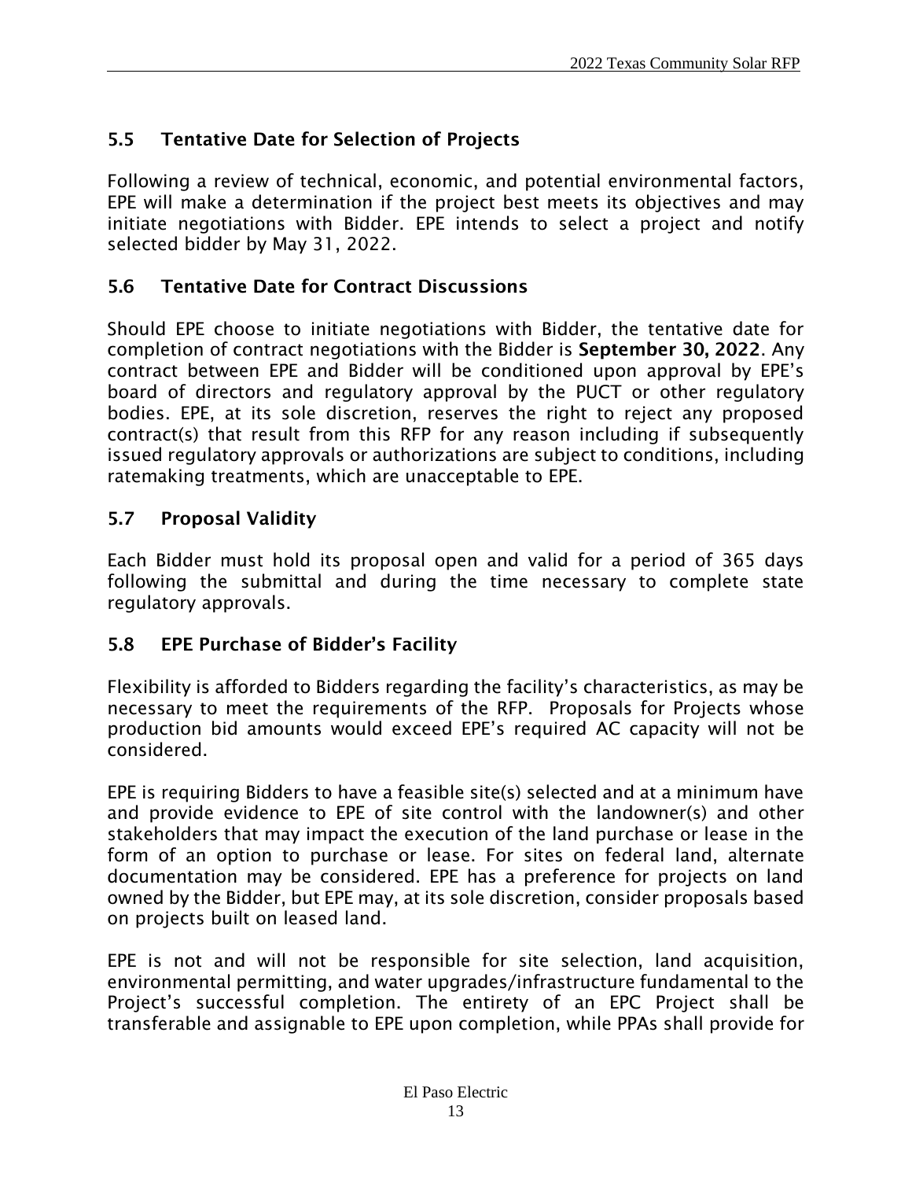## 5.5 Tentative Date for Selection of Projects

Following a review of technical, economic, and potential environmental factors, EPE will make a determination if the project best meets its objectives and may initiate negotiations with Bidder. EPE intends to select a project and notify selected bidder by May 31, 2022.

## 5.6 Tentative Date for Contract Discussions

Should EPE choose to initiate negotiations with Bidder, the tentative date for completion of contract negotiations with the Bidder is **September 30, 2022**. Any contract between EPE and Bidder will be conditioned upon approval by EPE's board of directors and regulatory approval by the PUCT or other regulatory bodies. EPE, at its sole discretion, reserves the right to reject any proposed contract(s) that result from this RFP for any reason including if subsequently issued regulatory approvals or authorizations are subject to conditions, including ratemaking treatments, which are unacceptable to EPE.

## 5.7 Proposal Validity

Each Bidder must hold its proposal open and valid for a period of 365 days following the submittal and during the time necessary to complete state regulatory approvals.

## 5.8 EPE Purchase of Bidder's Facility

Flexibility is afforded to Bidders regarding the facility's characteristics, as may be necessary to meet the requirements of the RFP. Proposals for Projects whose production bid amounts would exceed EPE's required AC capacity will not be considered.

EPE is requiring Bidders to have a feasible site(s) selected and at a minimum have and provide evidence to EPE of site control with the landowner(s) and other stakeholders that may impact the execution of the land purchase or lease in the form of an option to purchase or lease. For sites on federal land, alternate documentation may be considered. EPE has a preference for projects on land owned by the Bidder, but EPE may, at its sole discretion, consider proposals based on projects built on leased land.

EPE is not and will not be responsible for site selection, land acquisition, environmental permitting, and water upgrades/infrastructure fundamental to the Project's successful completion. The entirety of an EPC Project shall be transferable and assignable to EPE upon completion, while PPAs shall provide for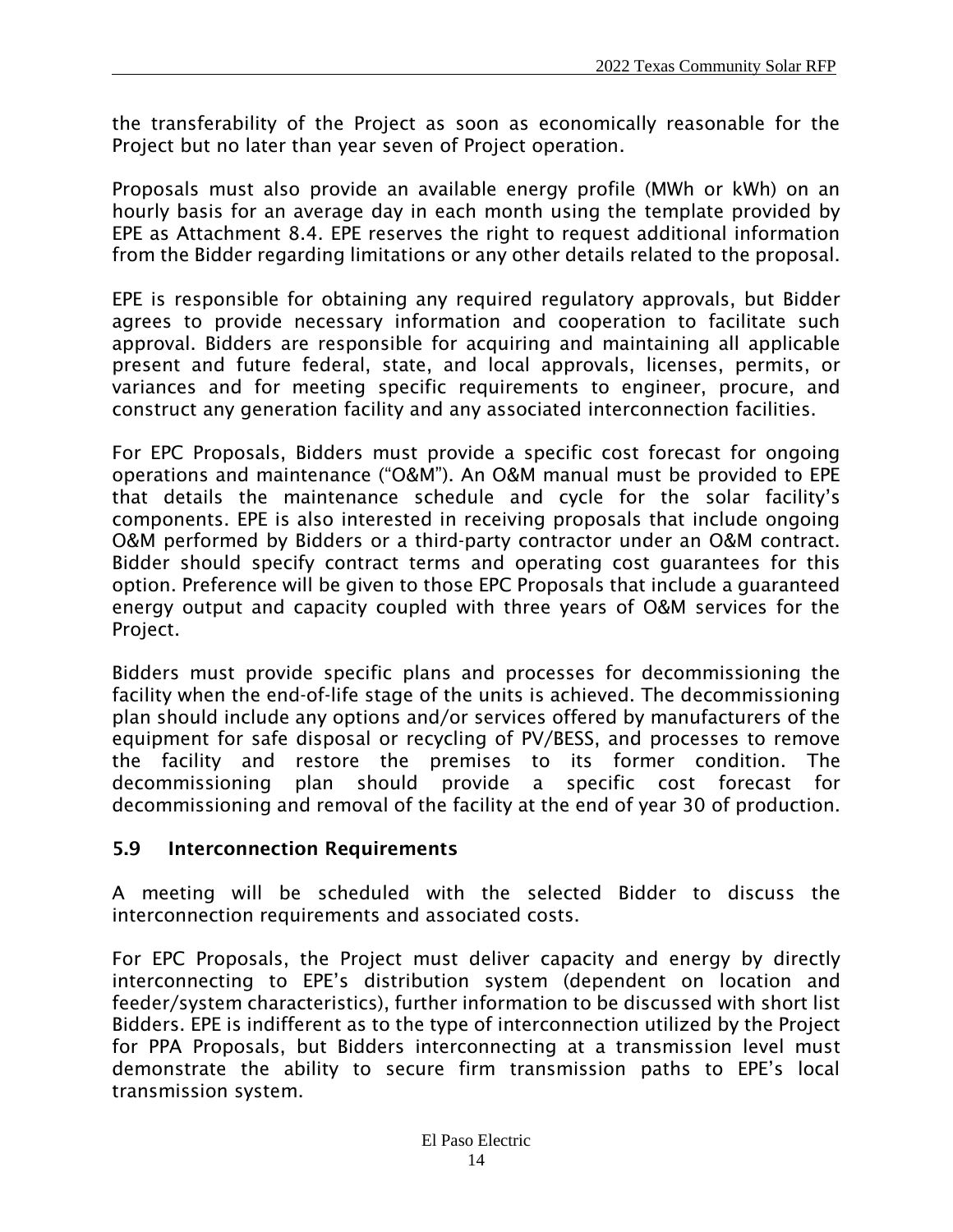the transferability of the Project as soon as economically reasonable for the Project but no later than year seven of Project operation.

Proposals must also provide an available energy profile (MWh or kWh) on an hourly basis for an average day in each month using the template provided by EPE as Attachment 8.4. EPE reserves the right to request additional information from the Bidder regarding limitations or any other details related to the proposal.

EPE is responsible for obtaining any required regulatory approvals, but Bidder agrees to provide necessary information and cooperation to facilitate such approval. Bidders are responsible for acquiring and maintaining all applicable present and future federal, state, and local approvals, licenses, permits, or variances and for meeting specific requirements to engineer, procure, and construct any generation facility and any associated interconnection facilities.

For EPC Proposals, Bidders must provide a specific cost forecast for ongoing operations and maintenance ("O&M"). An O&M manual must be provided to EPE that details the maintenance schedule and cycle for the solar facility's components. EPE is also interested in receiving proposals that include ongoing O&M performed by Bidders or a third-party contractor under an O&M contract. Bidder should specify contract terms and operating cost guarantees for this option. Preference will be given to those EPC Proposals that include a guaranteed energy output and capacity coupled with three years of O&M services for the Project.

Bidders must provide specific plans and processes for decommissioning the facility when the end-of-life stage of the units is achieved. The decommissioning plan should include any options and/or services offered by manufacturers of the equipment for safe disposal or recycling of PV/BESS, and processes to remove the facility and restore the premises to its former condition. The decommissioning plan should provide a specific cost forecast for decommissioning and removal of the facility at the end of year 30 of production.

## 5.9 Interconnection Requirements

A meeting will be scheduled with the selected Bidder to discuss the interconnection requirements and associated costs.

For EPC Proposals, the Project must deliver capacity and energy by directly interconnecting to EPE's distribution system (dependent on location and feeder/system characteristics), further information to be discussed with short list Bidders. EPE is indifferent as to the type of interconnection utilized by the Project for PPA Proposals, but Bidders interconnecting at a transmission level must demonstrate the ability to secure firm transmission paths to EPE's local transmission system.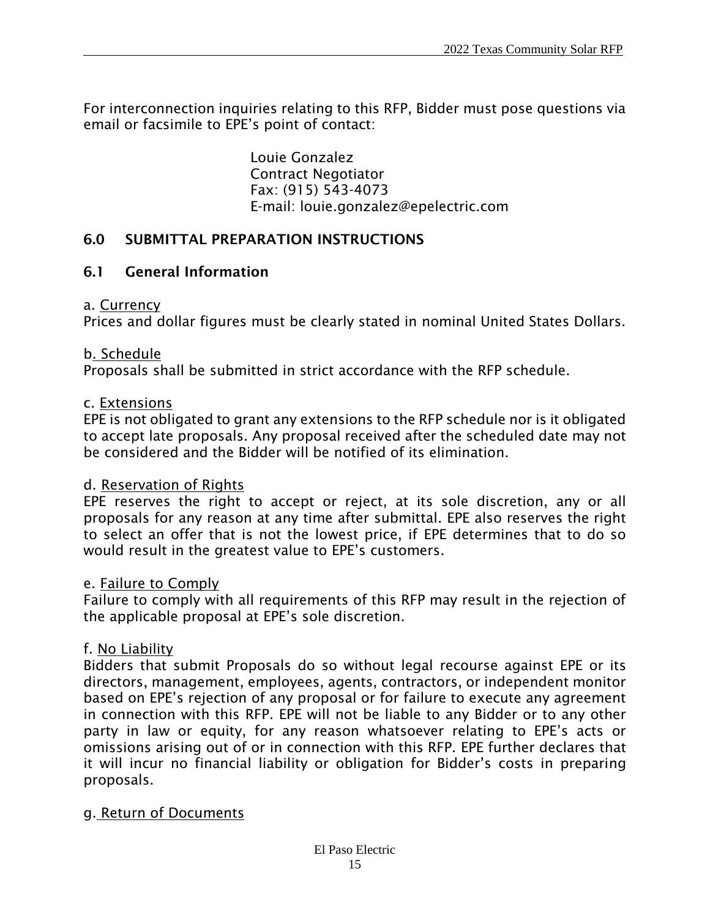For interconnection inquiries relating to this RFP, Bidder must pose questions via email or facsimile to EPE's point of contact:

> Louie Gonzalez
> Contract Negotiator
> Fax: (915) 543-4073
> E-mail: louie.gonzalez@epelectric.com

## 6.0 SUBMITTAL PREPARATION INSTRUCTIONS

### 6.1 General Information

a. Currency
Prices and dollar figures must be clearly stated in nominal United States Dollars.

b. Schedule
Proposals shall be submitted in strict accordance with the RFP schedule.

c. Extensions
EPE is not obligated to grant any extensions to the RFP schedule nor is it obligated to accept late proposals. Any proposal received after the scheduled date may not be considered and the Bidder will be notified of its elimination.

d. Reservation of Rights
EPE reserves the right to accept or reject, at its sole discretion, any or all proposals for any reason at any time after submittal. EPE also reserves the right to select an offer that is not the lowest price, if EPE determines that to do so would result in the greatest value to EPE's customers.

e. Failure to Comply
Failure to comply with all requirements of this RFP may result in the rejection of the applicable proposal at EPE's sole discretion.

f. No Liability
Bidders that submit Proposals do so without legal recourse against EPE or its directors, management, employees, agents, contractors, or independent monitor based on EPE's rejection of any proposal or for failure to execute any agreement in connection with this RFP. EPE will not be liable to any Bidder or to any other party in law or equity, for any reason whatsoever relating to EPE's acts or omissions arising out of or in connection with this RFP. EPE further declares that it will incur no financial liability or obligation for Bidder's costs in preparing proposals.

g. Return of Documents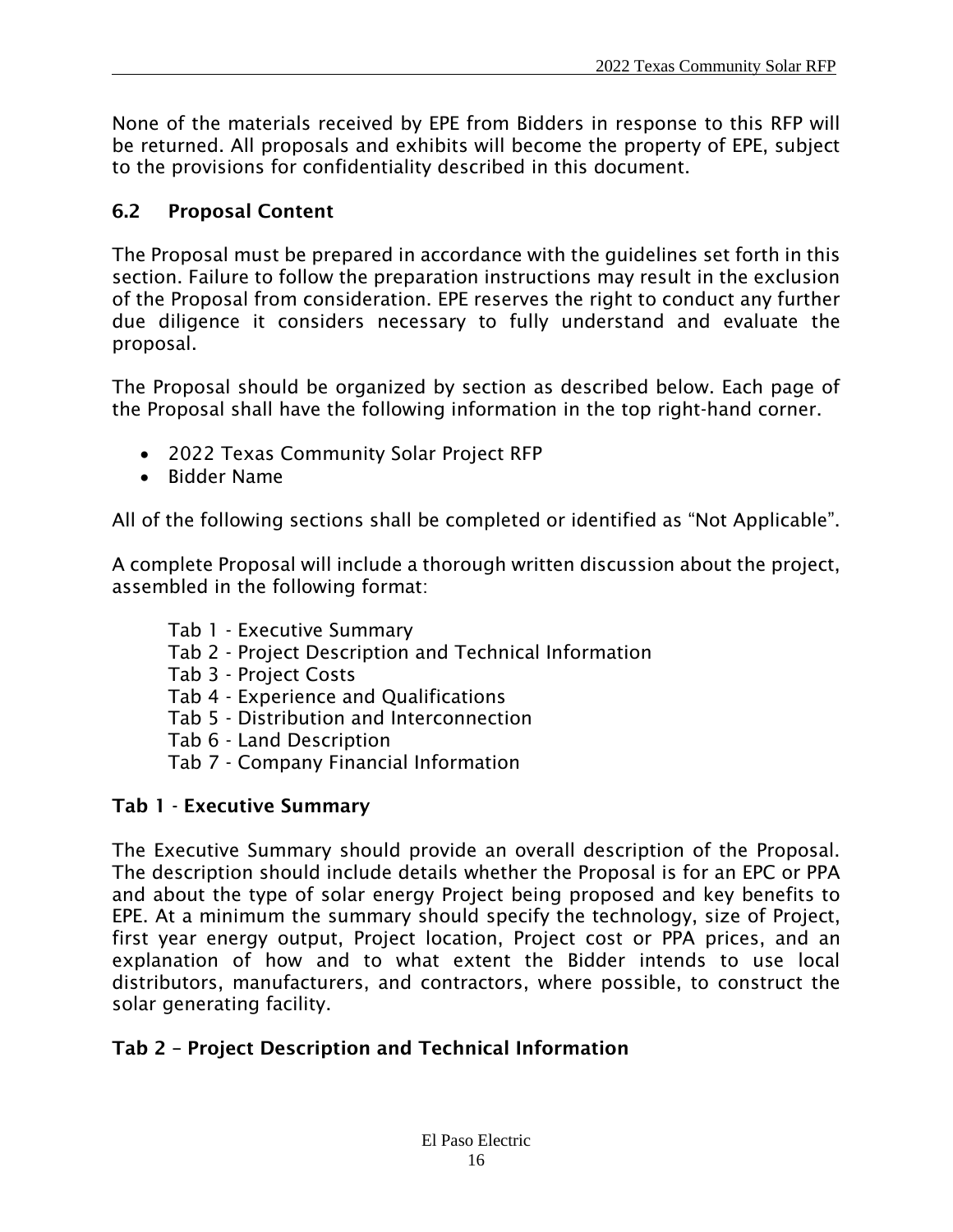None of the materials received by EPE from Bidders in response to this RFP will be returned. All proposals and exhibits will become the property of EPE, subject to the provisions for confidentiality described in this document.

## 6.2 Proposal Content

The Proposal must be prepared in accordance with the guidelines set forth in this section. Failure to follow the preparation instructions may result in the exclusion of the Proposal from consideration. EPE reserves the right to conduct any further due diligence it considers necessary to fully understand and evaluate the proposal.

The Proposal should be organized by section as described below. Each page of the Proposal shall have the following information in the top right-hand corner.

- 2022 Texas Community Solar Project RFP
- Bidder Name

All of the following sections shall be completed or identified as “Not Applicable”.

A complete Proposal will include a thorough written discussion about the project, assembled in the following format:

Tab 1 - Executive Summary
Tab 2 - Project Description and Technical Information
Tab 3 - Project Costs
Tab 4 - Experience and Qualifications
Tab 5 - Distribution and Interconnection
Tab 6 - Land Description
Tab 7 - Company Financial Information

### Tab 1 - Executive Summary

The Executive Summary should provide an overall description of the Proposal. The description should include details whether the Proposal is for an EPC or PPA and about the type of solar energy Project being proposed and key benefits to EPE. At a minimum the summary should specify the technology, size of Project, first year energy output, Project location, Project cost or PPA prices, and an explanation of how and to what extent the Bidder intends to use local distributors, manufacturers, and contractors, where possible, to construct the solar generating facility.

### Tab 2 – Project Description and Technical Information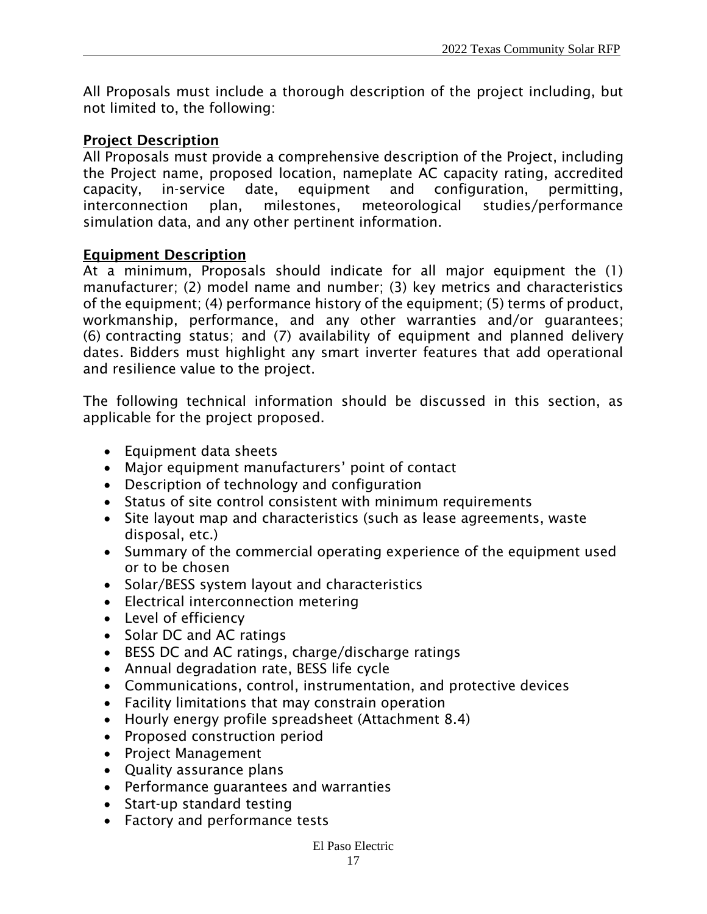All Proposals must include a thorough description of the project including, but not limited to, the following:

**Project Description**

All Proposals must provide a comprehensive description of the Project, including the Project name, proposed location, nameplate AC capacity rating, accredited capacity, in-service date, equipment and configuration, permitting, interconnection plan, milestones, meteorological studies/performance simulation data, and any other pertinent information.

**Equipment Description**

At a minimum, Proposals should indicate for all major equipment the (1) manufacturer; (2) model name and number; (3) key metrics and characteristics of the equipment; (4) performance history of the equipment; (5) terms of product, workmanship, performance, and any other warranties and/or guarantees; (6) contracting status; and (7) availability of equipment and planned delivery dates. Bidders must highlight any smart inverter features that add operational and resilience value to the project.

The following technical information should be discussed in this section, as applicable for the project proposed.

- Equipment data sheets
- Major equipment manufacturers' point of contact
- Description of technology and configuration
- Status of site control consistent with minimum requirements
- Site layout map and characteristics (such as lease agreements, waste disposal, etc.)
- Summary of the commercial operating experience of the equipment used or to be chosen
- Solar/BESS system layout and characteristics
- Electrical interconnection metering
- Level of efficiency
- Solar DC and AC ratings
- BESS DC and AC ratings, charge/discharge ratings
- Annual degradation rate, BESS life cycle
- Communications, control, instrumentation, and protective devices
- Facility limitations that may constrain operation
- Hourly energy profile spreadsheet (Attachment 8.4)
- Proposed construction period
- Project Management
- Quality assurance plans
- Performance guarantees and warranties
- Start-up standard testing
- Factory and performance tests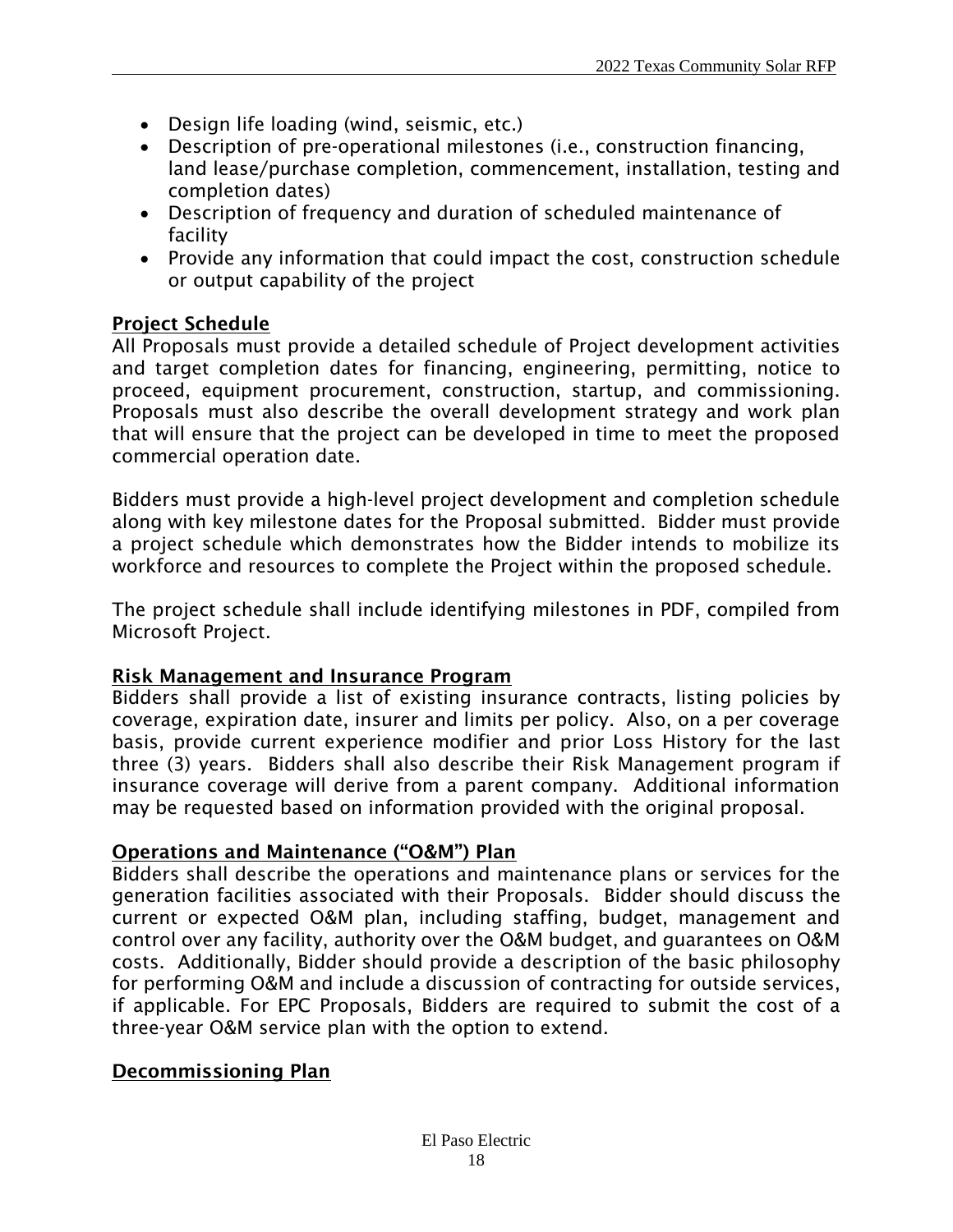- Design life loading (wind, seismic, etc.)
- Description of pre-operational milestones (i.e., construction financing, land lease/purchase completion, commencement, installation, testing and completion dates)
- Description of frequency and duration of scheduled maintenance of facility
- Provide any information that could impact the cost, construction schedule or output capability of the project

**Project Schedule**

All Proposals must provide a detailed schedule of Project development activities and target completion dates for financing, engineering, permitting, notice to proceed, equipment procurement, construction, startup, and commissioning. Proposals must also describe the overall development strategy and work plan that will ensure that the project can be developed in time to meet the proposed commercial operation date.

Bidders must provide a high-level project development and completion schedule along with key milestone dates for the Proposal submitted. Bidder must provide a project schedule which demonstrates how the Bidder intends to mobilize its workforce and resources to complete the Project within the proposed schedule.

The project schedule shall include identifying milestones in PDF, compiled from Microsoft Project.

**Risk Management and Insurance Program**

Bidders shall provide a list of existing insurance contracts, listing policies by coverage, expiration date, insurer and limits per policy. Also, on a per coverage basis, provide current experience modifier and prior Loss History for the last three (3) years. Bidders shall also describe their Risk Management program if insurance coverage will derive from a parent company. Additional information may be requested based on information provided with the original proposal.

**Operations and Maintenance ("O&M") Plan**

Bidders shall describe the operations and maintenance plans or services for the generation facilities associated with their Proposals. Bidder should discuss the current or expected O&M plan, including staffing, budget, management and control over any facility, authority over the O&M budget, and guarantees on O&M costs. Additionally, Bidder should provide a description of the basic philosophy for performing O&M and include a discussion of contracting for outside services, if applicable. For EPC Proposals, Bidders are required to submit the cost of a three-year O&M service plan with the option to extend.

**Decommissioning Plan**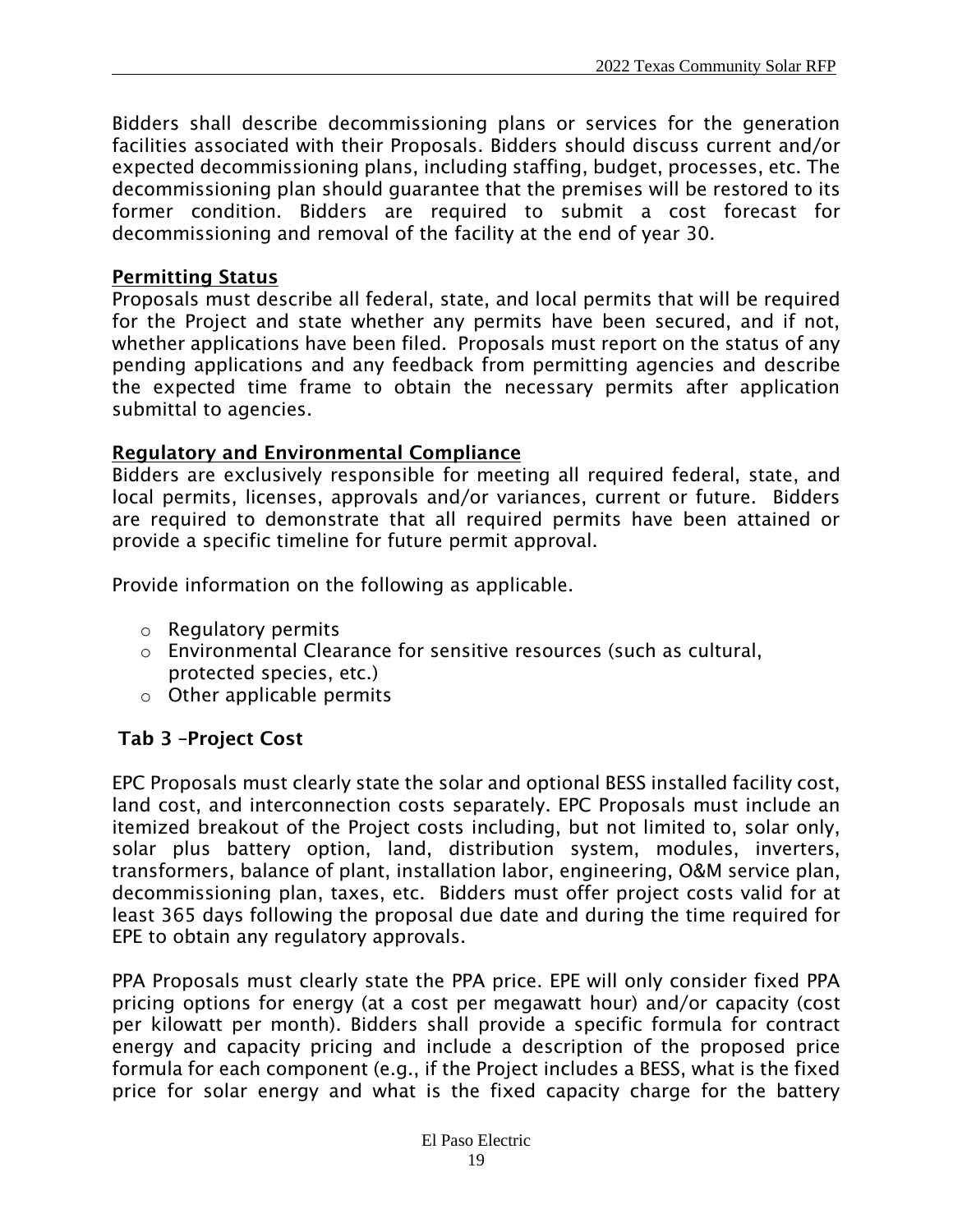Bidders shall describe decommissioning plans or services for the generation facilities associated with their Proposals. Bidders should discuss current and/or expected decommissioning plans, including staffing, budget, processes, etc. The decommissioning plan should guarantee that the premises will be restored to its former condition. Bidders are required to submit a cost forecast for decommissioning and removal of the facility at the end of year 30.

**Permitting Status**

Proposals must describe all federal, state, and local permits that will be required for the Project and state whether any permits have been secured, and if not, whether applications have been filed. Proposals must report on the status of any pending applications and any feedback from permitting agencies and describe the expected time frame to obtain the necessary permits after application submittal to agencies.

**Regulatory and Environmental Compliance**

Bidders are exclusively responsible for meeting all required federal, state, and local permits, licenses, approvals and/or variances, current or future. Bidders are required to demonstrate that all required permits have been attained or provide a specific timeline for future permit approval.

Provide information on the following as applicable.

- Regulatory permits
- Environmental Clearance for sensitive resources (such as cultural, protected species, etc.)
- Other applicable permits

### Tab 3 –Project Cost

EPC Proposals must clearly state the solar and optional BESS installed facility cost, land cost, and interconnection costs separately. EPC Proposals must include an itemized breakout of the Project costs including, but not limited to, solar only, solar plus battery option, land, distribution system, modules, inverters, transformers, balance of plant, installation labor, engineering, O&M service plan, decommissioning plan, taxes, etc. Bidders must offer project costs valid for at least 365 days following the proposal due date and during the time required for EPE to obtain any regulatory approvals.

PPA Proposals must clearly state the PPA price. EPE will only consider fixed PPA pricing options for energy (at a cost per megawatt hour) and/or capacity (cost per kilowatt per month). Bidders shall provide a specific formula for contract energy and capacity pricing and include a description of the proposed price formula for each component (e.g., if the Project includes a BESS, what is the fixed price for solar energy and what is the fixed capacity charge for the battery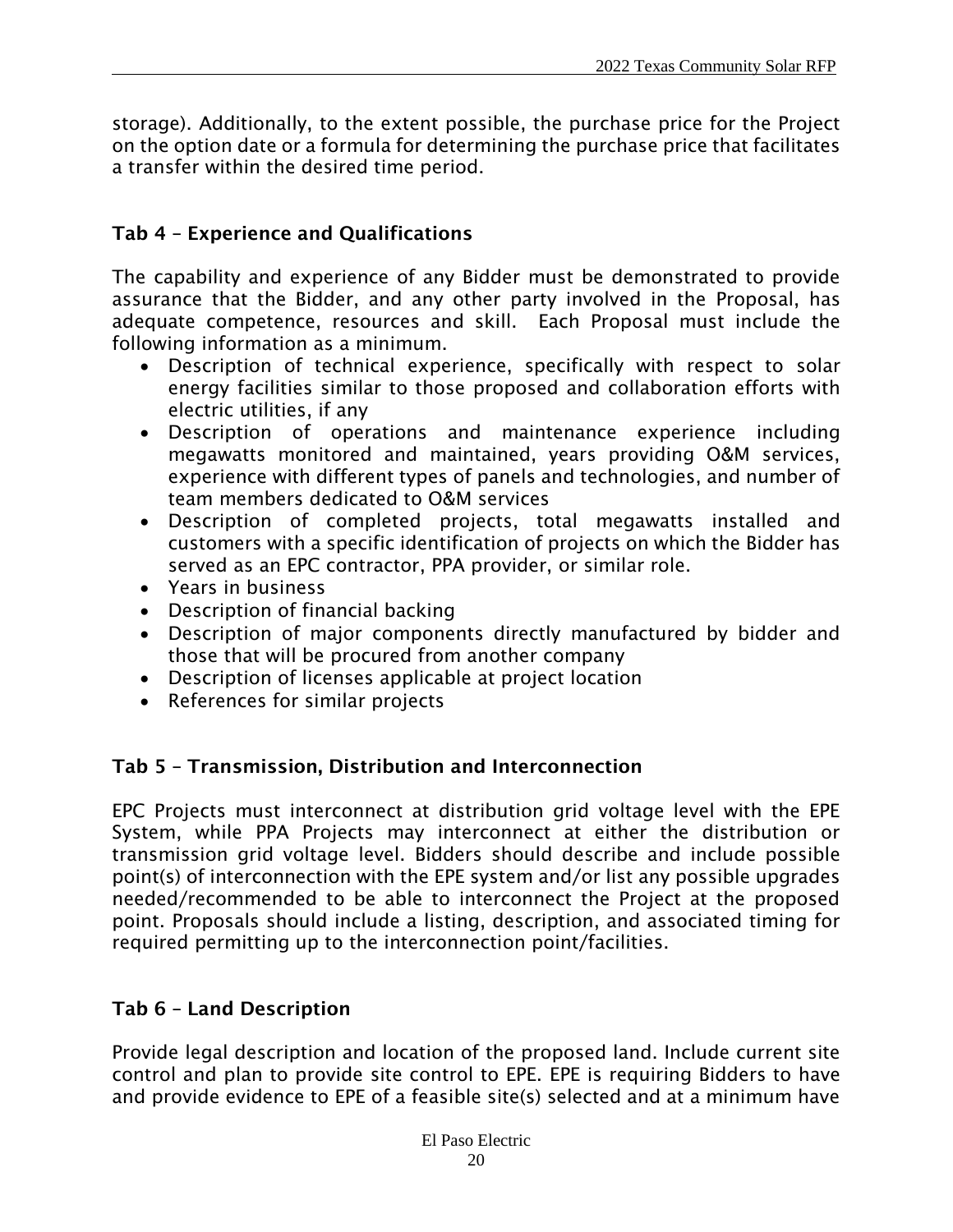storage). Additionally, to the extent possible, the purchase price for the Project on the option date or a formula for determining the purchase price that facilitates a transfer within the desired time period.

## Tab 4 – Experience and Qualifications

The capability and experience of any Bidder must be demonstrated to provide assurance that the Bidder, and any other party involved in the Proposal, has adequate competence, resources and skill. Each Proposal must include the following information as a minimum.

- Description of technical experience, specifically with respect to solar energy facilities similar to those proposed and collaboration efforts with electric utilities, if any
- Description of operations and maintenance experience including megawatts monitored and maintained, years providing O&M services, experience with different types of panels and technologies, and number of team members dedicated to O&M services
- Description of completed projects, total megawatts installed and customers with a specific identification of projects on which the Bidder has served as an EPC contractor, PPA provider, or similar role.
- Years in business
- Description of financial backing
- Description of major components directly manufactured by bidder and those that will be procured from another company
- Description of licenses applicable at project location
- References for similar projects

## Tab 5 – Transmission, Distribution and Interconnection

EPC Projects must interconnect at distribution grid voltage level with the EPE System, while PPA Projects may interconnect at either the distribution or transmission grid voltage level. Bidders should describe and include possible point(s) of interconnection with the EPE system and/or list any possible upgrades needed/recommended to be able to interconnect the Project at the proposed point. Proposals should include a listing, description, and associated timing for required permitting up to the interconnection point/facilities.

## Tab 6 – Land Description

Provide legal description and location of the proposed land. Include current site control and plan to provide site control to EPE. EPE is requiring Bidders to have and provide evidence to EPE of a feasible site(s) selected and at a minimum have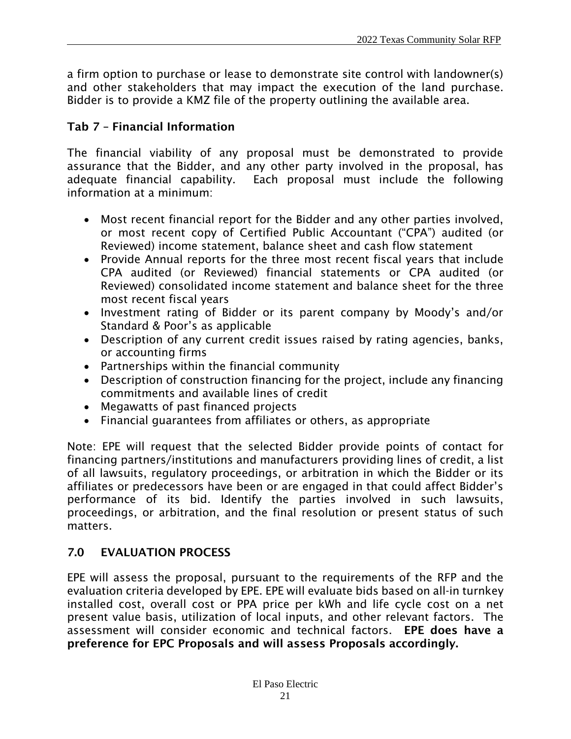a firm option to purchase or lease to demonstrate site control with landowner(s) and other stakeholders that may impact the execution of the land purchase. Bidder is to provide a KMZ file of the property outlining the available area.

### Tab 7 – Financial Information

The financial viability of any proposal must be demonstrated to provide assurance that the Bidder, and any other party involved in the proposal, has adequate financial capability. Each proposal must include the following information at a minimum:

- Most recent financial report for the Bidder and any other parties involved, or most recent copy of Certified Public Accountant ("CPA") audited (or Reviewed) income statement, balance sheet and cash flow statement
- Provide Annual reports for the three most recent fiscal years that include CPA audited (or Reviewed) financial statements or CPA audited (or Reviewed) consolidated income statement and balance sheet for the three most recent fiscal years
- Investment rating of Bidder or its parent company by Moody's and/or Standard & Poor's as applicable
- Description of any current credit issues raised by rating agencies, banks, or accounting firms
- Partnerships within the financial community
- Description of construction financing for the project, include any financing commitments and available lines of credit
- Megawatts of past financed projects
- Financial guarantees from affiliates or others, as appropriate

Note: EPE will request that the selected Bidder provide points of contact for financing partners/institutions and manufacturers providing lines of credit, a list of all lawsuits, regulatory proceedings, or arbitration in which the Bidder or its affiliates or predecessors have been or are engaged in that could affect Bidder's performance of its bid. Identify the parties involved in such lawsuits, proceedings, or arbitration, and the final resolution or present status of such matters.

## 7.0 EVALUATION PROCESS

EPE will assess the proposal, pursuant to the requirements of the RFP and the evaluation criteria developed by EPE. EPE will evaluate bids based on all-in turnkey installed cost, overall cost or PPA price per kWh and life cycle cost on a net present value basis, utilization of local inputs, and other relevant factors. The assessment will consider economic and technical factors. **EPE does have a preference for EPC Proposals and will assess Proposals accordingly.**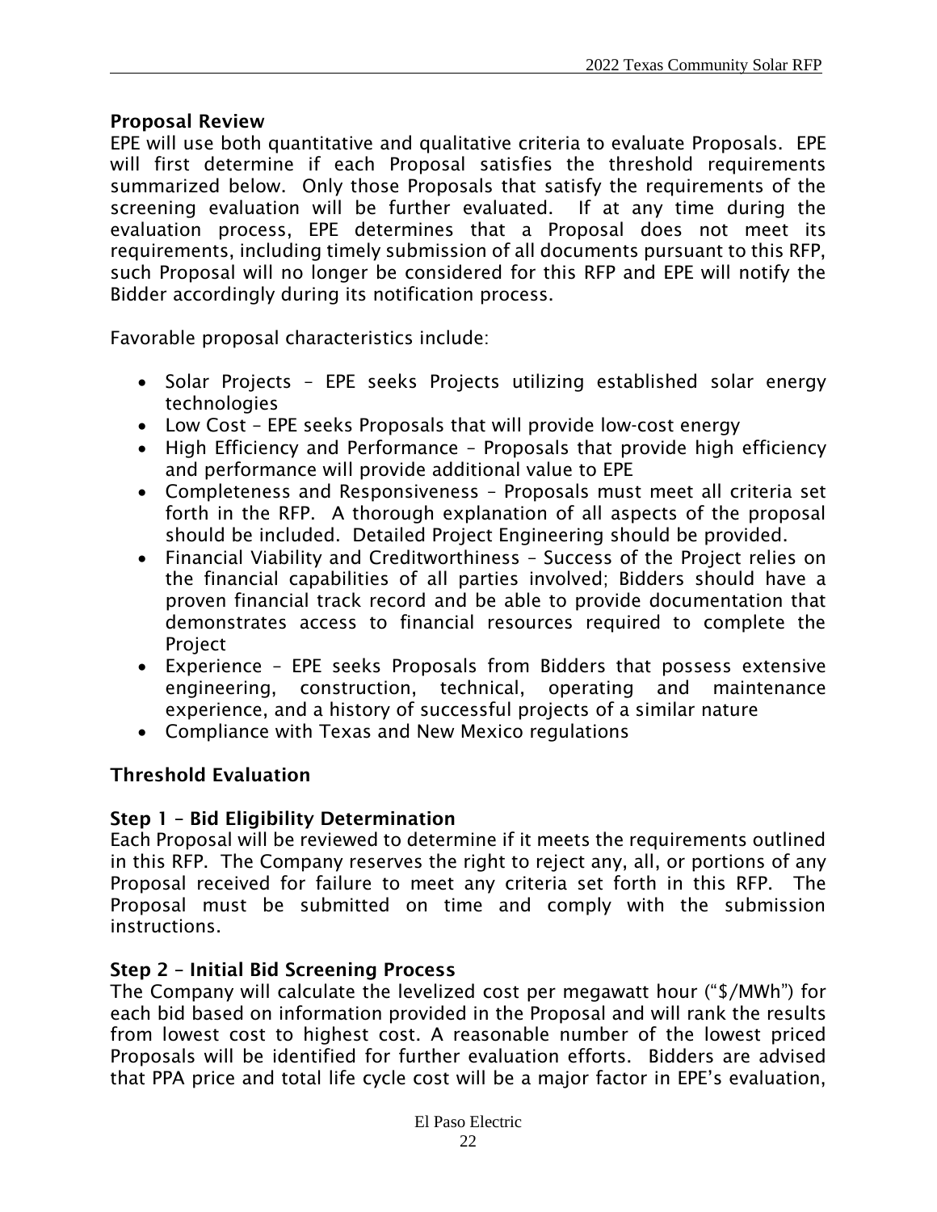## Proposal Review

EPE will use both quantitative and qualitative criteria to evaluate Proposals. EPE will first determine if each Proposal satisfies the threshold requirements summarized below. Only those Proposals that satisfy the requirements of the screening evaluation will be further evaluated. If at any time during the evaluation process, EPE determines that a Proposal does not meet its requirements, including timely submission of all documents pursuant to this RFP, such Proposal will no longer be considered for this RFP and EPE will notify the Bidder accordingly during its notification process.

Favorable proposal characteristics include:

- Solar Projects – EPE seeks Projects utilizing established solar energy technologies
- Low Cost – EPE seeks Proposals that will provide low-cost energy
- High Efficiency and Performance – Proposals that provide high efficiency and performance will provide additional value to EPE
- Completeness and Responsiveness – Proposals must meet all criteria set forth in the RFP. A thorough explanation of all aspects of the proposal should be included. Detailed Project Engineering should be provided.
- Financial Viability and Creditworthiness – Success of the Project relies on the financial capabilities of all parties involved; Bidders should have a proven financial track record and be able to provide documentation that demonstrates access to financial resources required to complete the Project
- Experience – EPE seeks Proposals from Bidders that possess extensive engineering, construction, technical, operating and maintenance experience, and a history of successful projects of a similar nature
- Compliance with Texas and New Mexico regulations

## Threshold Evaluation

### Step 1 – Bid Eligibility Determination

Each Proposal will be reviewed to determine if it meets the requirements outlined in this RFP. The Company reserves the right to reject any, all, or portions of any Proposal received for failure to meet any criteria set forth in this RFP. The Proposal must be submitted on time and comply with the submission instructions.

### Step 2 – Initial Bid Screening Process

The Company will calculate the levelized cost per megawatt hour ("$/MWh") for each bid based on information provided in the Proposal and will rank the results from lowest cost to highest cost. A reasonable number of the lowest priced Proposals will be identified for further evaluation efforts. Bidders are advised that PPA price and total life cycle cost will be a major factor in EPE's evaluation,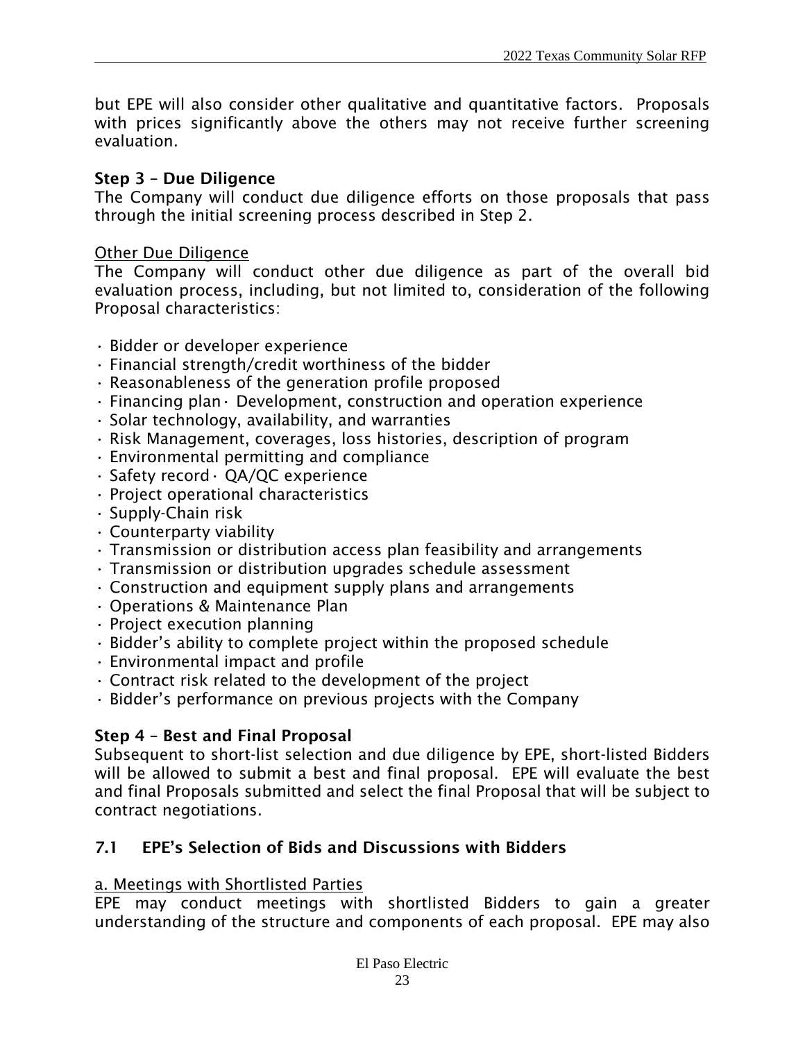but EPE will also consider other qualitative and quantitative factors. Proposals with prices significantly above the others may not receive further screening evaluation.

**Step 3 – Due Diligence**
The Company will conduct due diligence efforts on those proposals that pass through the initial screening process described in Step 2.

<u>Other Due Diligence</u>
The Company will conduct other due diligence as part of the overall bid evaluation process, including, but not limited to, consideration of the following Proposal characteristics:

- Bidder or developer experience
- Financial strength/credit worthiness of the bidder
- Reasonableness of the generation profile proposed
- Financing plan · Development, construction and operation experience
- Solar technology, availability, and warranties
- Risk Management, coverages, loss histories, description of program
- Environmental permitting and compliance
- Safety record · QA/QC experience
- Project operational characteristics
- Supply-Chain risk
- Counterparty viability
- Transmission or distribution access plan feasibility and arrangements
- Transmission or distribution upgrades schedule assessment
- Construction and equipment supply plans and arrangements
- Operations & Maintenance Plan
- Project execution planning
- Bidder's ability to complete project within the proposed schedule
- Environmental impact and profile
- Contract risk related to the development of the project
- Bidder's performance on previous projects with the Company

**Step 4 – Best and Final Proposal**
Subsequent to short-list selection and due diligence by EPE, short-listed Bidders will be allowed to submit a best and final proposal. EPE will evaluate the best and final Proposals submitted and select the final Proposal that will be subject to contract negotiations.

## 7.1 EPE's Selection of Bids and Discussions with Bidders

<u>a. Meetings with Shortlisted Parties</u>
EPE may conduct meetings with shortlisted Bidders to gain a greater understanding of the structure and components of each proposal. EPE may also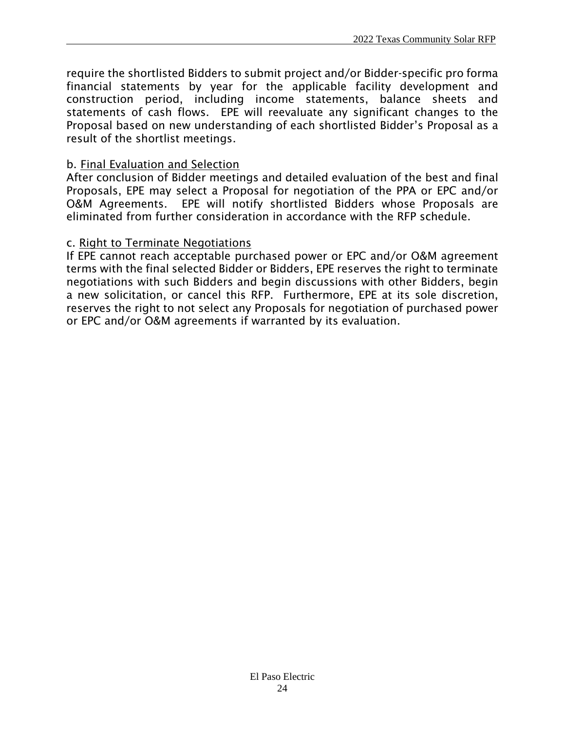require the shortlisted Bidders to submit project and/or Bidder-specific pro forma financial statements by year for the applicable facility development and construction period, including income statements, balance sheets and statements of cash flows. EPE will reevaluate any significant changes to the Proposal based on new understanding of each shortlisted Bidder's Proposal as a result of the shortlist meetings.

b. Final Evaluation and Selection

After conclusion of Bidder meetings and detailed evaluation of the best and final Proposals, EPE may select a Proposal for negotiation of the PPA or EPC and/or O&M Agreements. EPE will notify shortlisted Bidders whose Proposals are eliminated from further consideration in accordance with the RFP schedule.

c. Right to Terminate Negotiations

If EPE cannot reach acceptable purchased power or EPC and/or O&M agreement terms with the final selected Bidder or Bidders, EPE reserves the right to terminate negotiations with such Bidders and begin discussions with other Bidders, begin a new solicitation, or cancel this RFP. Furthermore, EPE at its sole discretion, reserves the right to not select any Proposals for negotiation of purchased power or EPC and/or O&M agreements if warranted by its evaluation.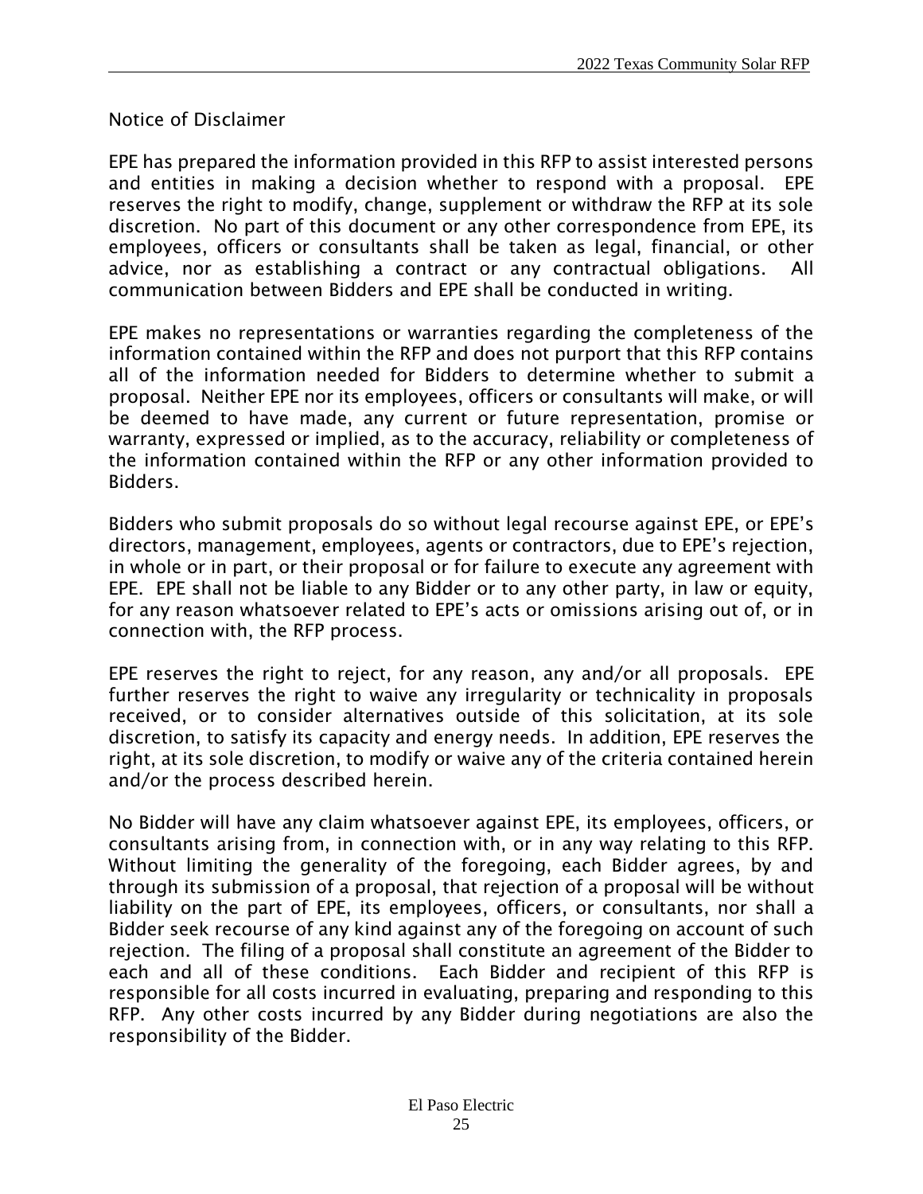## Notice of Disclaimer

EPE has prepared the information provided in this RFP to assist interested persons and entities in making a decision whether to respond with a proposal. EPE reserves the right to modify, change, supplement or withdraw the RFP at its sole discretion. No part of this document or any other correspondence from EPE, its employees, officers or consultants shall be taken as legal, financial, or other advice, nor as establishing a contract or any contractual obligations. All communication between Bidders and EPE shall be conducted in writing.

EPE makes no representations or warranties regarding the completeness of the information contained within the RFP and does not purport that this RFP contains all of the information needed for Bidders to determine whether to submit a proposal. Neither EPE nor its employees, officers or consultants will make, or will be deemed to have made, any current or future representation, promise or warranty, expressed or implied, as to the accuracy, reliability or completeness of the information contained within the RFP or any other information provided to Bidders.

Bidders who submit proposals do so without legal recourse against EPE, or EPE's directors, management, employees, agents or contractors, due to EPE's rejection, in whole or in part, or their proposal or for failure to execute any agreement with EPE. EPE shall not be liable to any Bidder or to any other party, in law or equity, for any reason whatsoever related to EPE's acts or omissions arising out of, or in connection with, the RFP process.

EPE reserves the right to reject, for any reason, any and/or all proposals. EPE further reserves the right to waive any irregularity or technicality in proposals received, or to consider alternatives outside of this solicitation, at its sole discretion, to satisfy its capacity and energy needs. In addition, EPE reserves the right, at its sole discretion, to modify or waive any of the criteria contained herein and/or the process described herein.

No Bidder will have any claim whatsoever against EPE, its employees, officers, or consultants arising from, in connection with, or in any way relating to this RFP. Without limiting the generality of the foregoing, each Bidder agrees, by and through its submission of a proposal, that rejection of a proposal will be without liability on the part of EPE, its employees, officers, or consultants, nor shall a Bidder seek recourse of any kind against any of the foregoing on account of such rejection. The filing of a proposal shall constitute an agreement of the Bidder to each and all of these conditions. Each Bidder and recipient of this RFP is responsible for all costs incurred in evaluating, preparing and responding to this RFP. Any other costs incurred by any Bidder during negotiations are also the responsibility of the Bidder.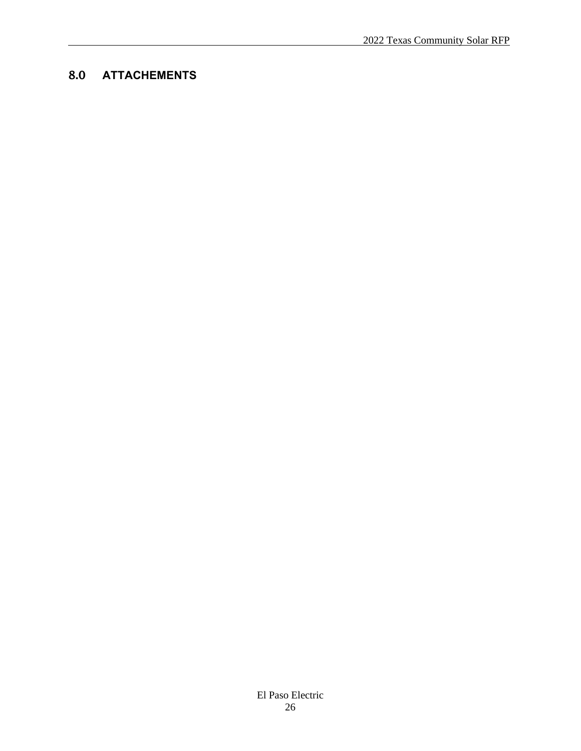## 8.0 ATTACHEMENTS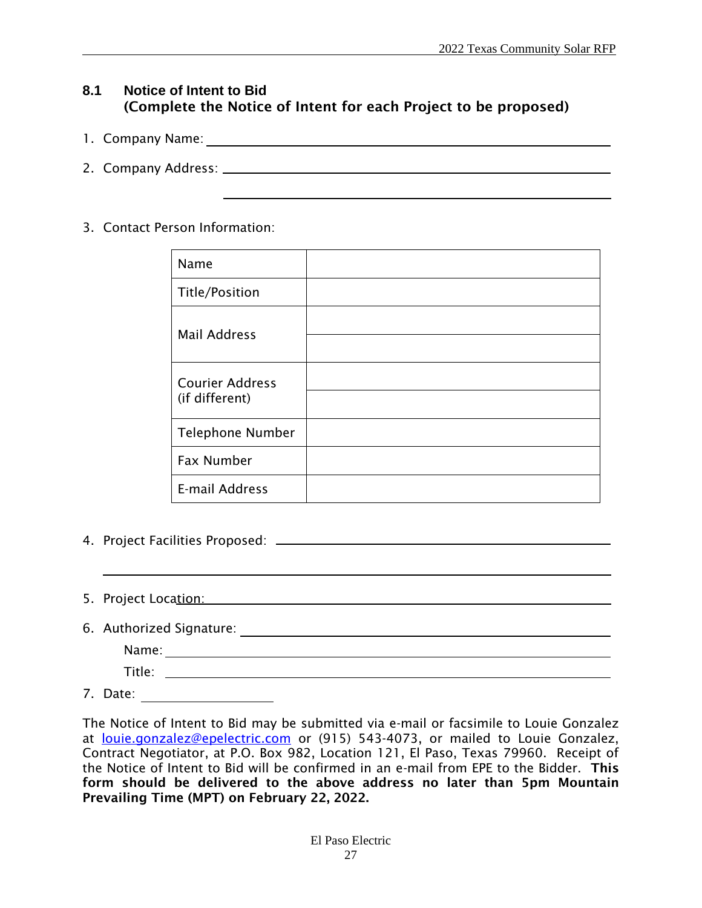## 8.1 Notice of Intent to Bid
**(Complete the Notice of Intent for each Project to be proposed)**

1. Company Name: \_\_\_\_\_\_\_\_\_\_\_\_\_\_\_\_\_\_\_\_\_\_\_\_\_\_\_\_\_\_\_\_\_\_\_\_\_\_\_\_

2. Company Address: \_\_\_\_\_\_\_\_\_\_\_\_\_\_\_\_\_\_\_\_\_\_\_\_\_\_\_\_\_\_\_\_\_\_\_\_\_\_\_\_

   \_\_\_\_\_\_\_\_\_\_\_\_\_\_\_\_\_\_\_\_\_\_\_\_\_\_\_\_\_\_\_\_\_\_\_\_\_\_\_\_

3. Contact Person Information:

| | |
|---|---|
| Name | |
| Title/Position | |
| Mail Address | |
| | |
| Courier Address (if different) | |
| | |
| Telephone Number | |
| Fax Number | |
| E-mail Address | |

4. Project Facilities Proposed: \_\_\_\_\_\_\_\_\_\_\_\_\_\_\_\_\_\_\_\_\_\_\_\_\_\_\_\_\_\_\_\_\_\_\_\_\_\_\_\_

   \_\_\_\_\_\_\_\_\_\_\_\_\_\_\_\_\_\_\_\_\_\_\_\_\_\_\_\_\_\_\_\_\_\_\_\_\_\_\_\_

5. Project Location: \_\_\_\_\_\_\_\_\_\_\_\_\_\_\_\_\_\_\_\_\_\_\_\_\_\_\_\_\_\_\_\_\_\_\_\_\_\_\_\_

6. Authorized Signature: \_\_\_\_\_\_\_\_\_\_\_\_\_\_\_\_\_\_\_\_\_\_\_\_\_\_\_\_\_\_\_\_\_\_\_\_\_\_\_\_

   Name: \_\_\_\_\_\_\_\_\_\_\_\_\_\_\_\_\_\_\_\_\_\_\_\_\_\_\_\_\_\_\_\_\_\_\_\_\_\_\_\_

   Title: \_\_\_\_\_\_\_\_\_\_\_\_\_\_\_\_\_\_\_\_\_\_\_\_\_\_\_\_\_\_\_\_\_\_\_\_\_\_\_\_

7. Date: \_\_\_\_\_\_\_\_\_\_\_\_\_\_\_\_\_\_\_\_

The Notice of Intent to Bid may be submitted via e-mail or facsimile to Louie Gonzalez at louie.gonzalez@epelectric.com or (915) 543-4073, or mailed to Louie Gonzalez, Contract Negotiator, at P.O. Box 982, Location 121, El Paso, Texas 79960. Receipt of the Notice of Intent to Bid will be confirmed in an e-mail from EPE to the Bidder. **This form should be delivered to the above address no later than 5pm Mountain Prevailing Time (MPT) on February 22, 2022.**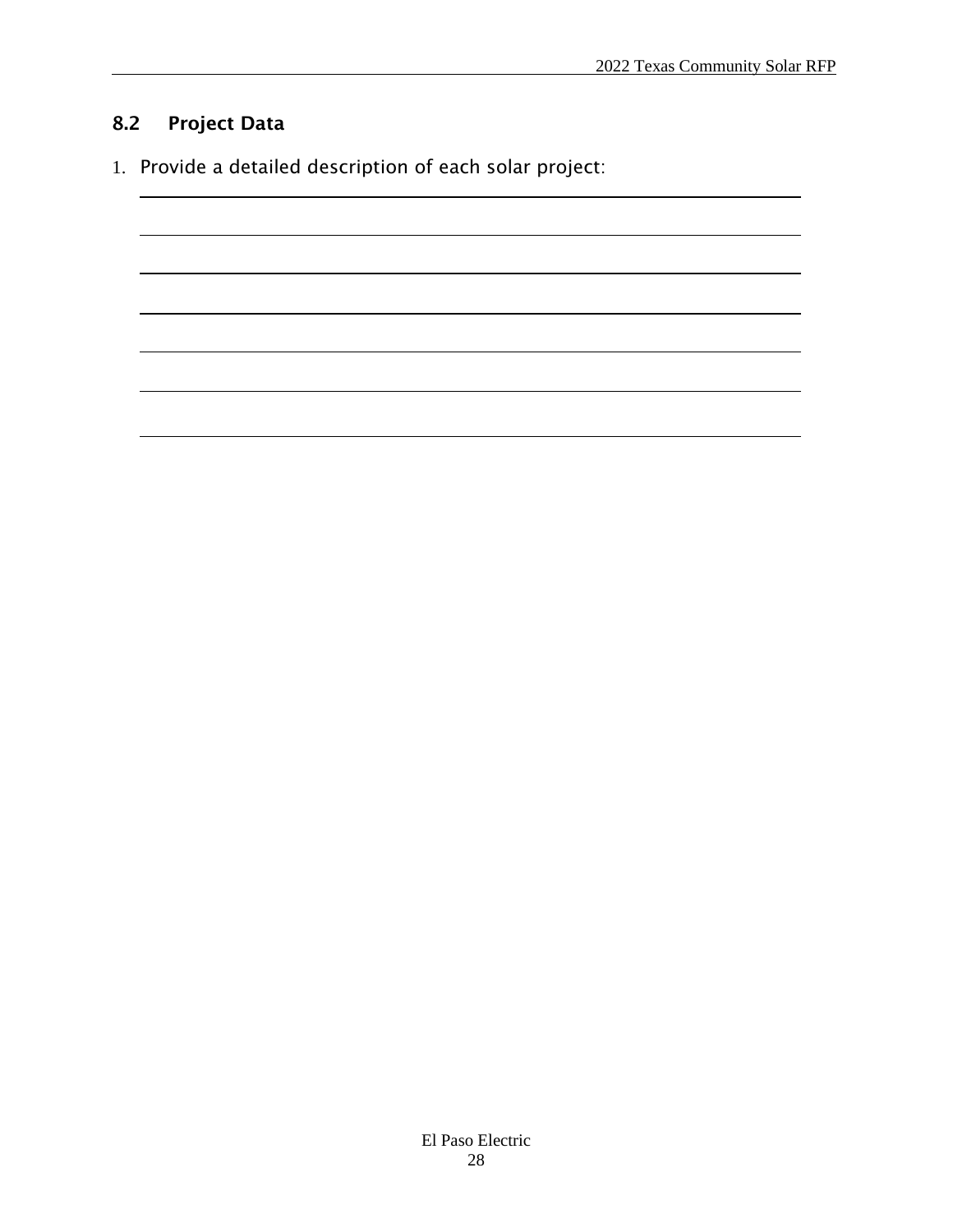## 8.2 Project Data

1. Provide a detailed description of each solar project:

\_\_\_\_\_\_\_\_\_\_\_\_\_\_\_\_\_\_\_\_\_\_\_\_\_\_\_\_\_\_\_\_\_\_\_\_\_\_\_\_\_\_\_\_\_\_\_\_\_\_\_\_\_\_\_\_\_\_\_\_

\_\_\_\_\_\_\_\_\_\_\_\_\_\_\_\_\_\_\_\_\_\_\_\_\_\_\_\_\_\_\_\_\_\_\_\_\_\_\_\_\_\_\_\_\_\_\_\_\_\_\_\_\_\_\_\_\_\_\_\_

\_\_\_\_\_\_\_\_\_\_\_\_\_\_\_\_\_\_\_\_\_\_\_\_\_\_\_\_\_\_\_\_\_\_\_\_\_\_\_\_\_\_\_\_\_\_\_\_\_\_\_\_\_\_\_\_\_\_\_\_

\_\_\_\_\_\_\_\_\_\_\_\_\_\_\_\_\_\_\_\_\_\_\_\_\_\_\_\_\_\_\_\_\_\_\_\_\_\_\_\_\_\_\_\_\_\_\_\_\_\_\_\_\_\_\_\_\_\_\_\_

\_\_\_\_\_\_\_\_\_\_\_\_\_\_\_\_\_\_\_\_\_\_\_\_\_\_\_\_\_\_\_\_\_\_\_\_\_\_\_\_\_\_\_\_\_\_\_\_\_\_\_\_\_\_\_\_\_\_\_\_

\_\_\_\_\_\_\_\_\_\_\_\_\_\_\_\_\_\_\_\_\_\_\_\_\_\_\_\_\_\_\_\_\_\_\_\_\_\_\_\_\_\_\_\_\_\_\_\_\_\_\_\_\_\_\_\_\_\_\_\_

\_\_\_\_\_\_\_\_\_\_\_\_\_\_\_\_\_\_\_\_\_\_\_\_\_\_\_\_\_\_\_\_\_\_\_\_\_\_\_\_\_\_\_\_\_\_\_\_\_\_\_\_\_\_\_\_\_\_\_\_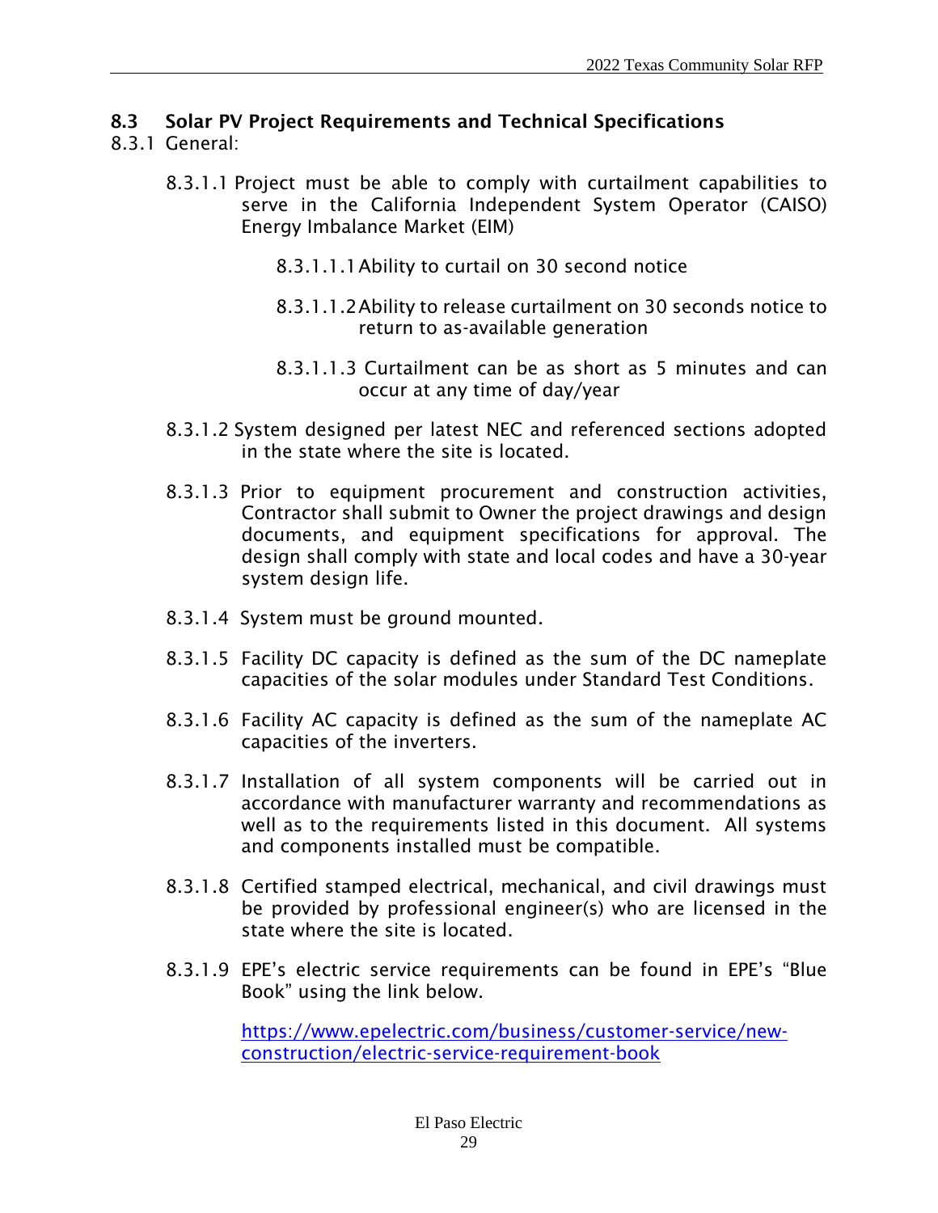## 8.3 Solar PV Project Requirements and Technical Specifications

8.3.1 General:

8.3.1.1 Project must be able to comply with curtailment capabilities to serve in the California Independent System Operator (CAISO) Energy Imbalance Market (EIM)

8.3.1.1.1 Ability to curtail on 30 second notice

8.3.1.1.2 Ability to release curtailment on 30 seconds notice to return to as-available generation

8.3.1.1.3 Curtailment can be as short as 5 minutes and can occur at any time of day/year

8.3.1.2 System designed per latest NEC and referenced sections adopted in the state where the site is located.

8.3.1.3 Prior to equipment procurement and construction activities, Contractor shall submit to Owner the project drawings and design documents, and equipment specifications for approval. The design shall comply with state and local codes and have a 30-year system design life.

8.3.1.4 System must be ground mounted.

8.3.1.5 Facility DC capacity is defined as the sum of the DC nameplate capacities of the solar modules under Standard Test Conditions.

8.3.1.6 Facility AC capacity is defined as the sum of the nameplate AC capacities of the inverters.

8.3.1.7 Installation of all system components will be carried out in accordance with manufacturer warranty and recommendations as well as to the requirements listed in this document. All systems and components installed must be compatible.

8.3.1.8 Certified stamped electrical, mechanical, and civil drawings must be provided by professional engineer(s) who are licensed in the state where the site is located.

8.3.1.9 EPE's electric service requirements can be found in EPE's "Blue Book" using the link below.

https://www.epelectric.com/business/customer-service/new-construction/electric-service-requirement-book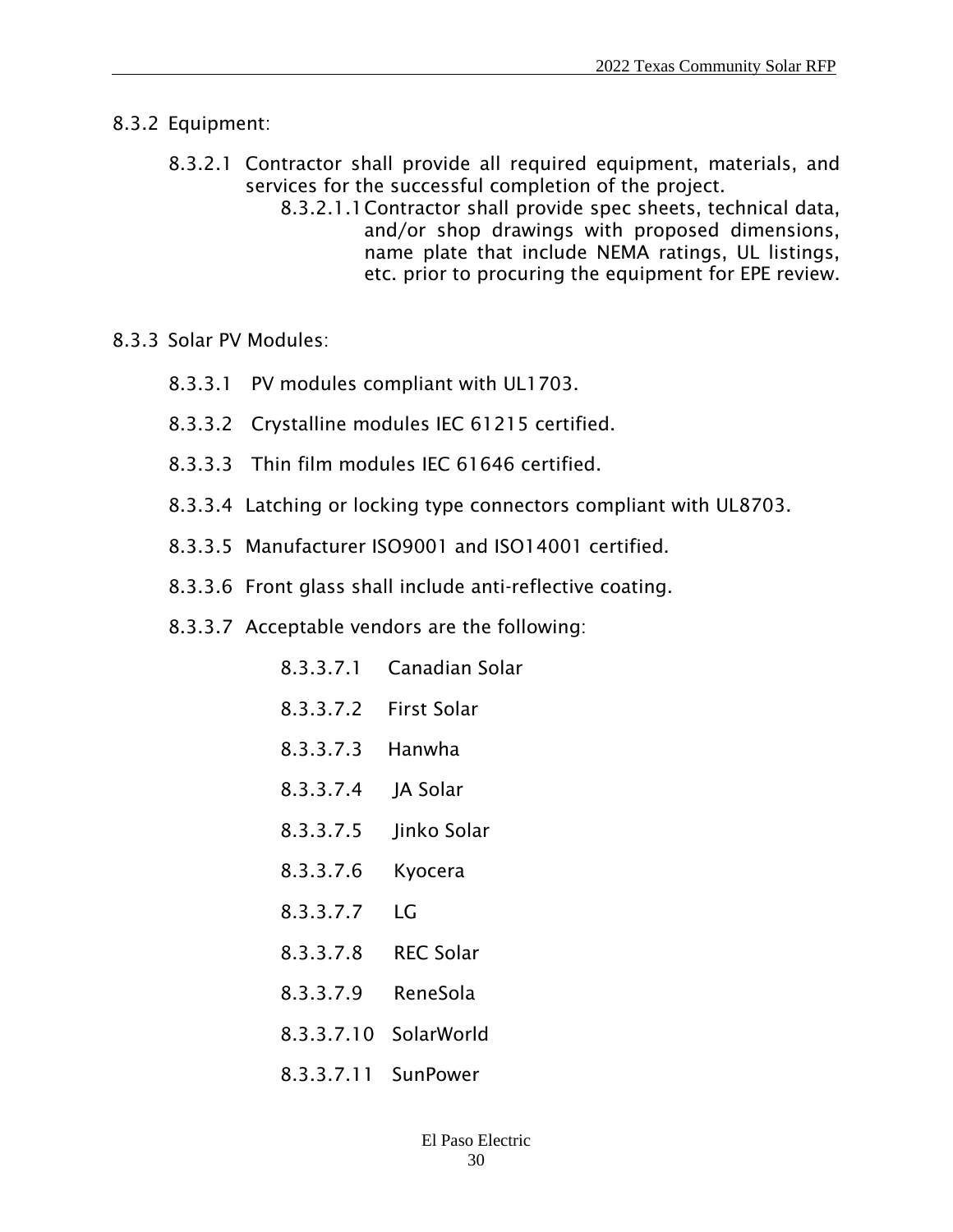8.3.2 Equipment:

8.3.2.1 Contractor shall provide all required equipment, materials, and services for the successful completion of the project.

8.3.2.1.1 Contractor shall provide spec sheets, technical data, and/or shop drawings with proposed dimensions, name plate that include NEMA ratings, UL listings, etc. prior to procuring the equipment for EPE review.

8.3.3 Solar PV Modules:

8.3.3.1 PV modules compliant with UL1703.

8.3.3.2 Crystalline modules IEC 61215 certified.

8.3.3.3 Thin film modules IEC 61646 certified.

8.3.3.4 Latching or locking type connectors compliant with UL8703.

8.3.3.5 Manufacturer ISO9001 and ISO14001 certified.

8.3.3.6 Front glass shall include anti-reflective coating.

8.3.3.7 Acceptable vendors are the following:

8.3.3.7.1 Canadian Solar

8.3.3.7.2 First Solar

8.3.3.7.3 Hanwha

8.3.3.7.4 JA Solar

8.3.3.7.5 Jinko Solar

8.3.3.7.6 Kyocera

8.3.3.7.7 LG

8.3.3.7.8 REC Solar

8.3.3.7.9 ReneSola

8.3.3.7.10 SolarWorld

8.3.3.7.11 SunPower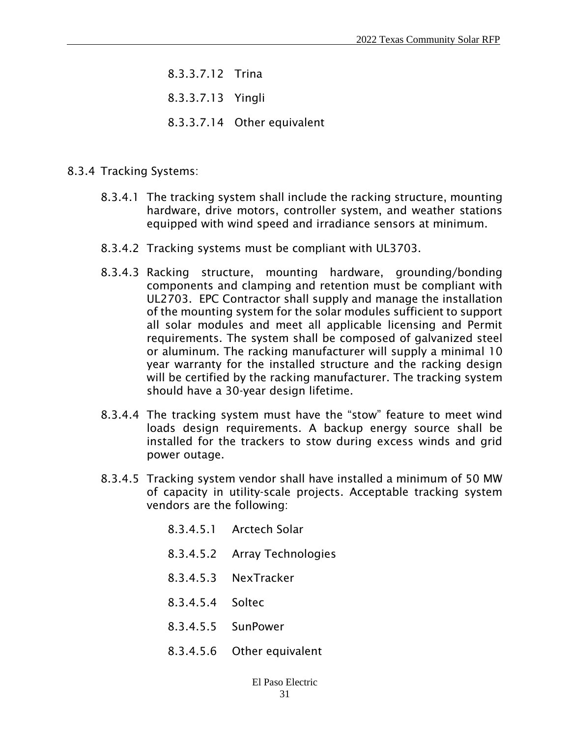8.3.3.7.12 Trina

8.3.3.7.13 Yingli

8.3.3.7.14 Other equivalent

8.3.4 Tracking Systems:

8.3.4.1 The tracking system shall include the racking structure, mounting hardware, drive motors, controller system, and weather stations equipped with wind speed and irradiance sensors at minimum.

8.3.4.2 Tracking systems must be compliant with UL3703.

8.3.4.3 Racking structure, mounting hardware, grounding/bonding components and clamping and retention must be compliant with UL2703. EPC Contractor shall supply and manage the installation of the mounting system for the solar modules sufficient to support all solar modules and meet all applicable licensing and Permit requirements. The system shall be composed of galvanized steel or aluminum. The racking manufacturer will supply a minimal 10 year warranty for the installed structure and the racking design will be certified by the racking manufacturer. The tracking system should have a 30-year design lifetime.

8.3.4.4 The tracking system must have the "stow" feature to meet wind loads design requirements. A backup energy source shall be installed for the trackers to stow during excess winds and grid power outage.

8.3.4.5 Tracking system vendor shall have installed a minimum of 50 MW of capacity in utility-scale projects. Acceptable tracking system vendors are the following:

8.3.4.5.1 Arctech Solar

8.3.4.5.2 Array Technologies

8.3.4.5.3 NexTracker

8.3.4.5.4 Soltec

8.3.4.5.5 SunPower

8.3.4.5.6 Other equivalent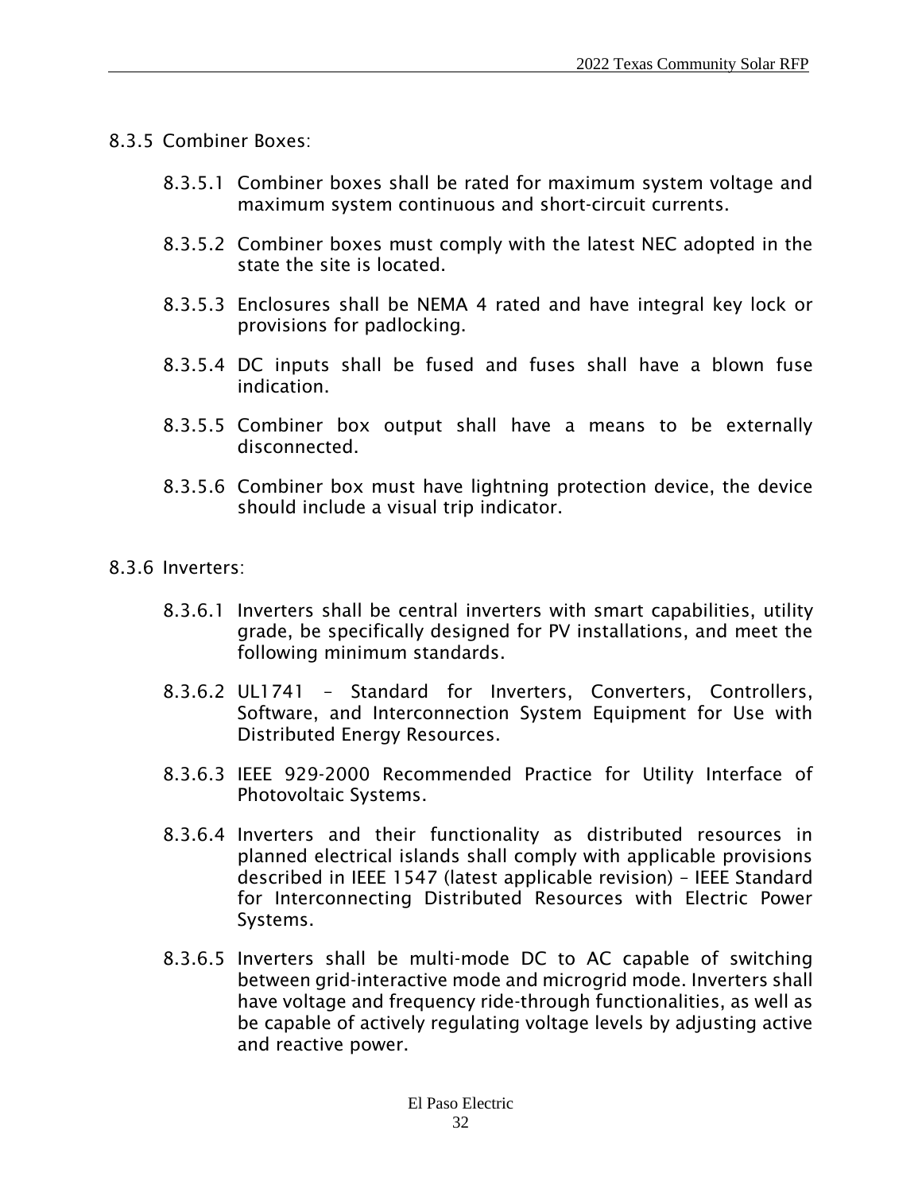8.3.5 Combiner Boxes:

8.3.5.1 Combiner boxes shall be rated for maximum system voltage and maximum system continuous and short-circuit currents.

8.3.5.2 Combiner boxes must comply with the latest NEC adopted in the state the site is located.

8.3.5.3 Enclosures shall be NEMA 4 rated and have integral key lock or provisions for padlocking.

8.3.5.4 DC inputs shall be fused and fuses shall have a blown fuse indication.

8.3.5.5 Combiner box output shall have a means to be externally disconnected.

8.3.5.6 Combiner box must have lightning protection device, the device should include a visual trip indicator.

8.3.6 Inverters:

8.3.6.1 Inverters shall be central inverters with smart capabilities, utility grade, be specifically designed for PV installations, and meet the following minimum standards.

8.3.6.2 UL1741 – Standard for Inverters, Converters, Controllers, Software, and Interconnection System Equipment for Use with Distributed Energy Resources.

8.3.6.3 IEEE 929-2000 Recommended Practice for Utility Interface of Photovoltaic Systems.

8.3.6.4 Inverters and their functionality as distributed resources in planned electrical islands shall comply with applicable provisions described in IEEE 1547 (latest applicable revision) – IEEE Standard for Interconnecting Distributed Resources with Electric Power Systems.

8.3.6.5 Inverters shall be multi-mode DC to AC capable of switching between grid-interactive mode and microgrid mode. Inverters shall have voltage and frequency ride-through functionalities, as well as be capable of actively regulating voltage levels by adjusting active and reactive power.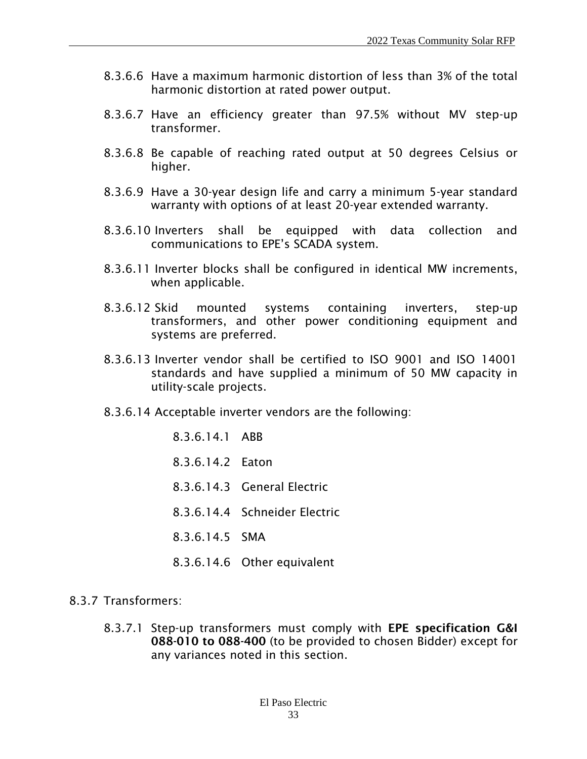8.3.6.6 Have a maximum harmonic distortion of less than 3% of the total harmonic distortion at rated power output.

8.3.6.7 Have an efficiency greater than 97.5% without MV step-up transformer.

8.3.6.8 Be capable of reaching rated output at 50 degrees Celsius or higher.

8.3.6.9 Have a 30-year design life and carry a minimum 5-year standard warranty with options of at least 20-year extended warranty.

8.3.6.10 Inverters shall be equipped with data collection and communications to EPE's SCADA system.

8.3.6.11 Inverter blocks shall be configured in identical MW increments, when applicable.

8.3.6.12 Skid mounted systems containing inverters, step-up transformers, and other power conditioning equipment and systems are preferred.

8.3.6.13 Inverter vendor shall be certified to ISO 9001 and ISO 14001 standards and have supplied a minimum of 50 MW capacity in utility-scale projects.

8.3.6.14 Acceptable inverter vendors are the following:

- 8.3.6.14.1 ABB
- 8.3.6.14.2 Eaton
- 8.3.6.14.3 General Electric
- 8.3.6.14.4 Schneider Electric
- 8.3.6.14.5 SMA
- 8.3.6.14.6 Other equivalent

8.3.7 Transformers:

8.3.7.1 Step-up transformers must comply with **EPE specification G&I 088-010 to 088-400** (to be provided to chosen Bidder) except for any variances noted in this section.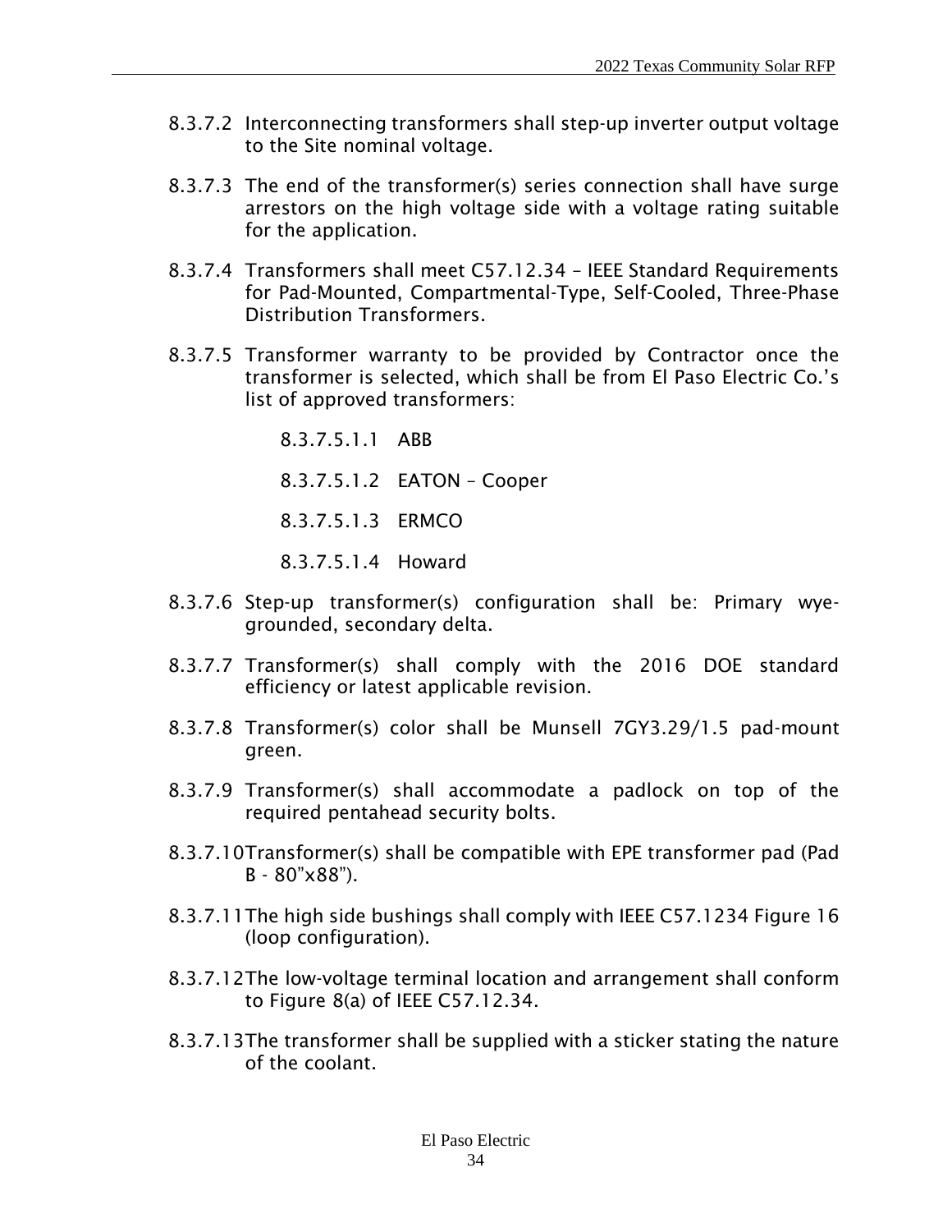8.3.7.2 Interconnecting transformers shall step-up inverter output voltage to the Site nominal voltage.

8.3.7.3 The end of the transformer(s) series connection shall have surge arrestors on the high voltage side with a voltage rating suitable for the application.

8.3.7.4 Transformers shall meet C57.12.34 – IEEE Standard Requirements for Pad-Mounted, Compartmental-Type, Self-Cooled, Three-Phase Distribution Transformers.

8.3.7.5 Transformer warranty to be provided by Contractor once the transformer is selected, which shall be from El Paso Electric Co.'s list of approved transformers:

    8.3.7.5.1.1 ABB

    8.3.7.5.1.2 EATON – Cooper

    8.3.7.5.1.3 ERMCO

    8.3.7.5.1.4 Howard

8.3.7.6 Step-up transformer(s) configuration shall be: Primary wye-grounded, secondary delta.

8.3.7.7 Transformer(s) shall comply with the 2016 DOE standard efficiency or latest applicable revision.

8.3.7.8 Transformer(s) color shall be Munsell 7GY3.29/1.5 pad-mount green.

8.3.7.9 Transformer(s) shall accommodate a padlock on top of the required pentahead security bolts.

8.3.7.10 Transformer(s) shall be compatible with EPE transformer pad (Pad B - 80"x88").

8.3.7.11 The high side bushings shall comply with IEEE C57.1234 Figure 16 (loop configuration).

8.3.7.12 The low-voltage terminal location and arrangement shall conform to Figure 8(a) of IEEE C57.12.34.

8.3.7.13 The transformer shall be supplied with a sticker stating the nature of the coolant.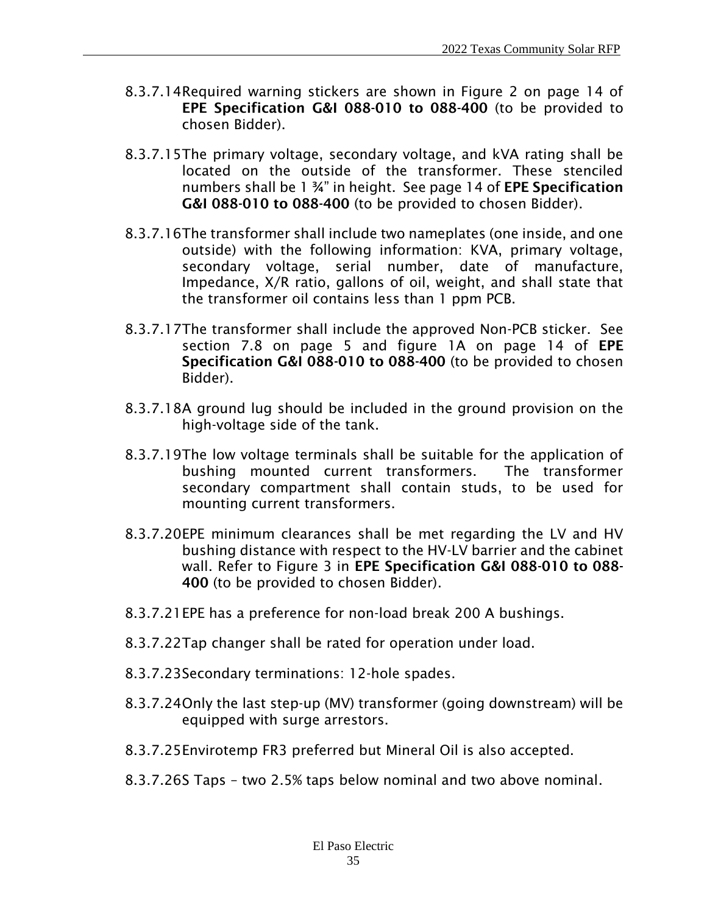8.3.7.14 Required warning stickers are shown in Figure 2 on page 14 of **EPE Specification G&I 088-010 to 088-400** (to be provided to chosen Bidder).

8.3.7.15 The primary voltage, secondary voltage, and kVA rating shall be located on the outside of the transformer. These stenciled numbers shall be 1 ¾" in height. See page 14 of **EPE Specification G&I 088-010 to 088-400** (to be provided to chosen Bidder).

8.3.7.16 The transformer shall include two nameplates (one inside, and one outside) with the following information: KVA, primary voltage, secondary voltage, serial number, date of manufacture, Impedance, X/R ratio, gallons of oil, weight, and shall state that the transformer oil contains less than 1 ppm PCB.

8.3.7.17 The transformer shall include the approved Non-PCB sticker. See section 7.8 on page 5 and figure 1A on page 14 of **EPE Specification G&I 088-010 to 088-400** (to be provided to chosen Bidder).

8.3.7.18 A ground lug should be included in the ground provision on the high-voltage side of the tank.

8.3.7.19 The low voltage terminals shall be suitable for the application of bushing mounted current transformers. The transformer secondary compartment shall contain studs, to be used for mounting current transformers.

8.3.7.20 EPE minimum clearances shall be met regarding the LV and HV bushing distance with respect to the HV-LV barrier and the cabinet wall. Refer to Figure 3 in **EPE Specification G&I 088-010 to 088-400** (to be provided to chosen Bidder).

8.3.7.21 EPE has a preference for non-load break 200 A bushings.

8.3.7.22 Tap changer shall be rated for operation under load.

8.3.7.23 Secondary terminations: 12-hole spades.

8.3.7.24 Only the last step-up (MV) transformer (going downstream) will be equipped with surge arrestors.

8.3.7.25 Envirotemp FR3 preferred but Mineral Oil is also accepted.

8.3.7.26 S Taps – two 2.5% taps below nominal and two above nominal.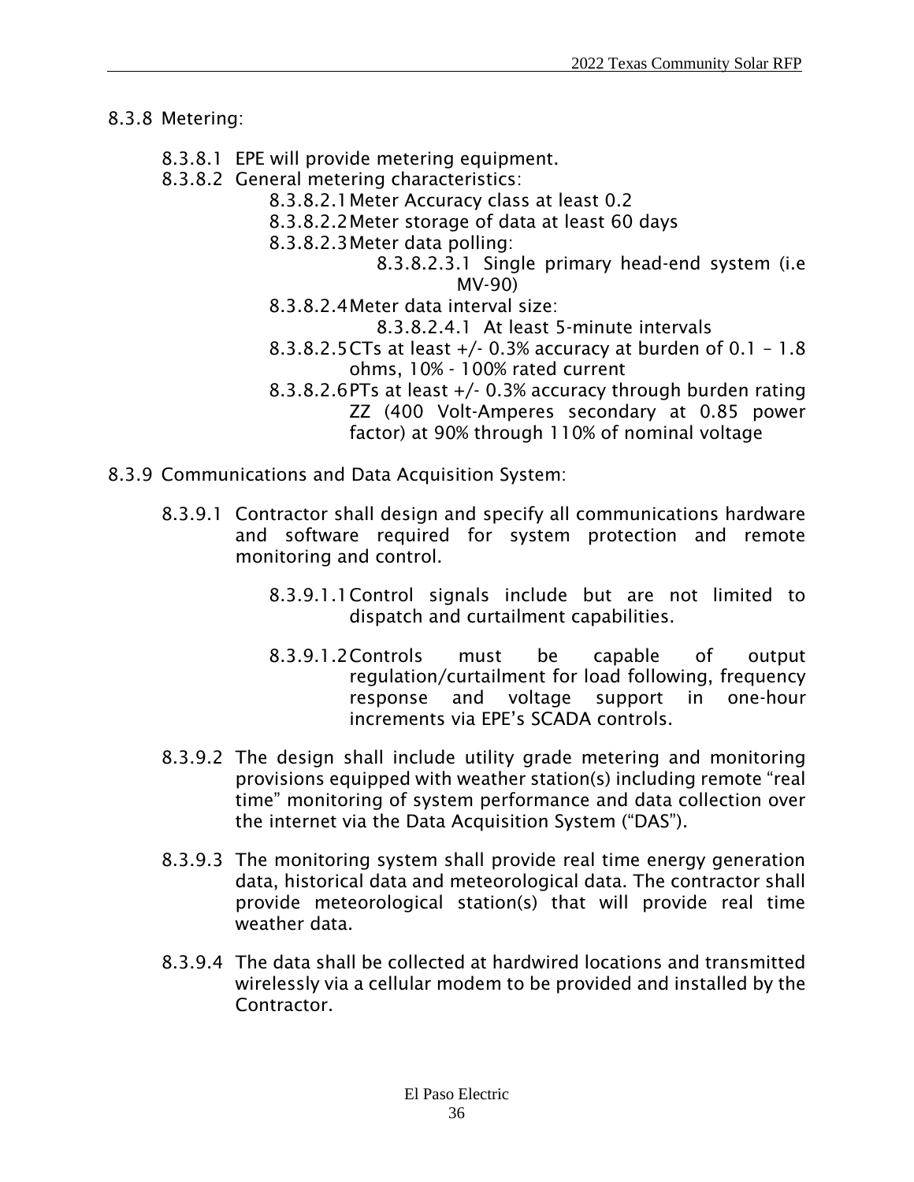8.3.8 Metering:

- 8.3.8.1 EPE will provide metering equipment.
- 8.3.8.2 General metering characteristics:
  - 8.3.8.2.1 Meter Accuracy class at least 0.2
  - 8.3.8.2.2 Meter storage of data at least 60 days
  - 8.3.8.2.3 Meter data polling:
    - 8.3.8.2.3.1 Single primary head-end system (i.e MV-90)
  - 8.3.8.2.4 Meter data interval size:
    - 8.3.8.2.4.1 At least 5-minute intervals
  - 8.3.8.2.5 CTs at least +/- 0.3% accuracy at burden of 0.1 – 1.8 ohms, 10% - 100% rated current
  - 8.3.8.2.6 PTs at least +/- 0.3% accuracy through burden rating ZZ (400 Volt-Amperes secondary at 0.85 power factor) at 90% through 110% of nominal voltage

8.3.9 Communications and Data Acquisition System:

- 8.3.9.1 Contractor shall design and specify all communications hardware and software required for system protection and remote monitoring and control.

  - 8.3.9.1.1 Control signals include but are not limited to dispatch and curtailment capabilities.

  - 8.3.9.1.2 Controls must be capable of output regulation/curtailment for load following, frequency response and voltage support in one-hour increments via EPE's SCADA controls.

- 8.3.9.2 The design shall include utility grade metering and monitoring provisions equipped with weather station(s) including remote "real time" monitoring of system performance and data collection over the internet via the Data Acquisition System ("DAS").

- 8.3.9.3 The monitoring system shall provide real time energy generation data, historical data and meteorological data. The contractor shall provide meteorological station(s) that will provide real time weather data.

- 8.3.9.4 The data shall be collected at hardwired locations and transmitted wirelessly via a cellular modem to be provided and installed by the Contractor.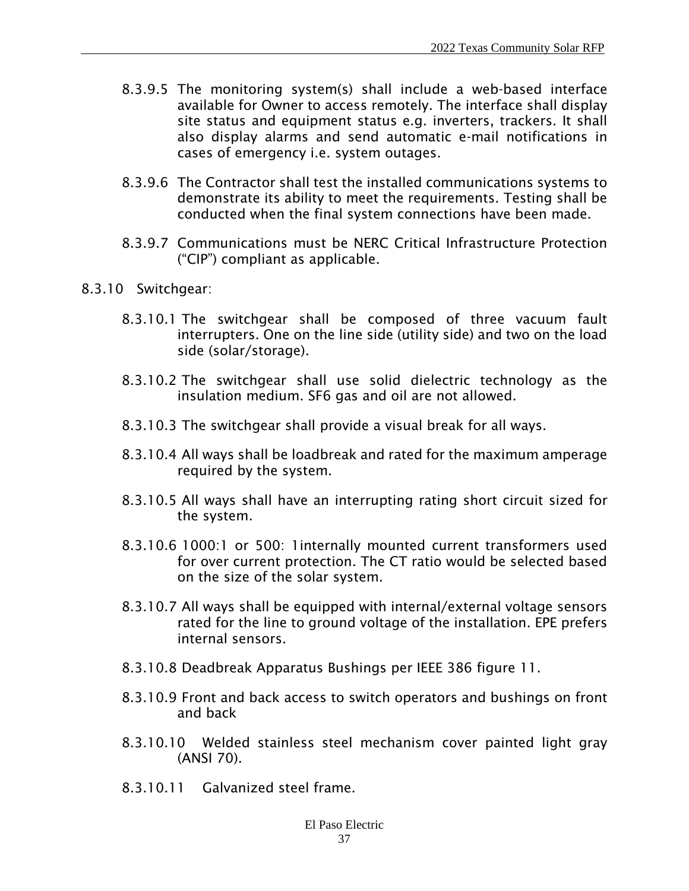8.3.9.5 The monitoring system(s) shall include a web-based interface available for Owner to access remotely. The interface shall display site status and equipment status e.g. inverters, trackers. It shall also display alarms and send automatic e-mail notifications in cases of emergency i.e. system outages.

8.3.9.6 The Contractor shall test the installed communications systems to demonstrate its ability to meet the requirements. Testing shall be conducted when the final system connections have been made.

8.3.9.7 Communications must be NERC Critical Infrastructure Protection ("CIP") compliant as applicable.

8.3.10 Switchgear:

8.3.10.1 The switchgear shall be composed of three vacuum fault interrupters. One on the line side (utility side) and two on the load side (solar/storage).

8.3.10.2 The switchgear shall use solid dielectric technology as the insulation medium. SF6 gas and oil are not allowed.

8.3.10.3 The switchgear shall provide a visual break for all ways.

8.3.10.4 All ways shall be loadbreak and rated for the maximum amperage required by the system.

8.3.10.5 All ways shall have an interrupting rating short circuit sized for the system.

8.3.10.6 1000:1 or 500: 1internally mounted current transformers used for over current protection. The CT ratio would be selected based on the size of the solar system.

8.3.10.7 All ways shall be equipped with internal/external voltage sensors rated for the line to ground voltage of the installation. EPE prefers internal sensors.

8.3.10.8 Deadbreak Apparatus Bushings per IEEE 386 figure 11.

8.3.10.9 Front and back access to switch operators and bushings on front and back

8.3.10.10 Welded stainless steel mechanism cover painted light gray (ANSI 70).

8.3.10.11 Galvanized steel frame.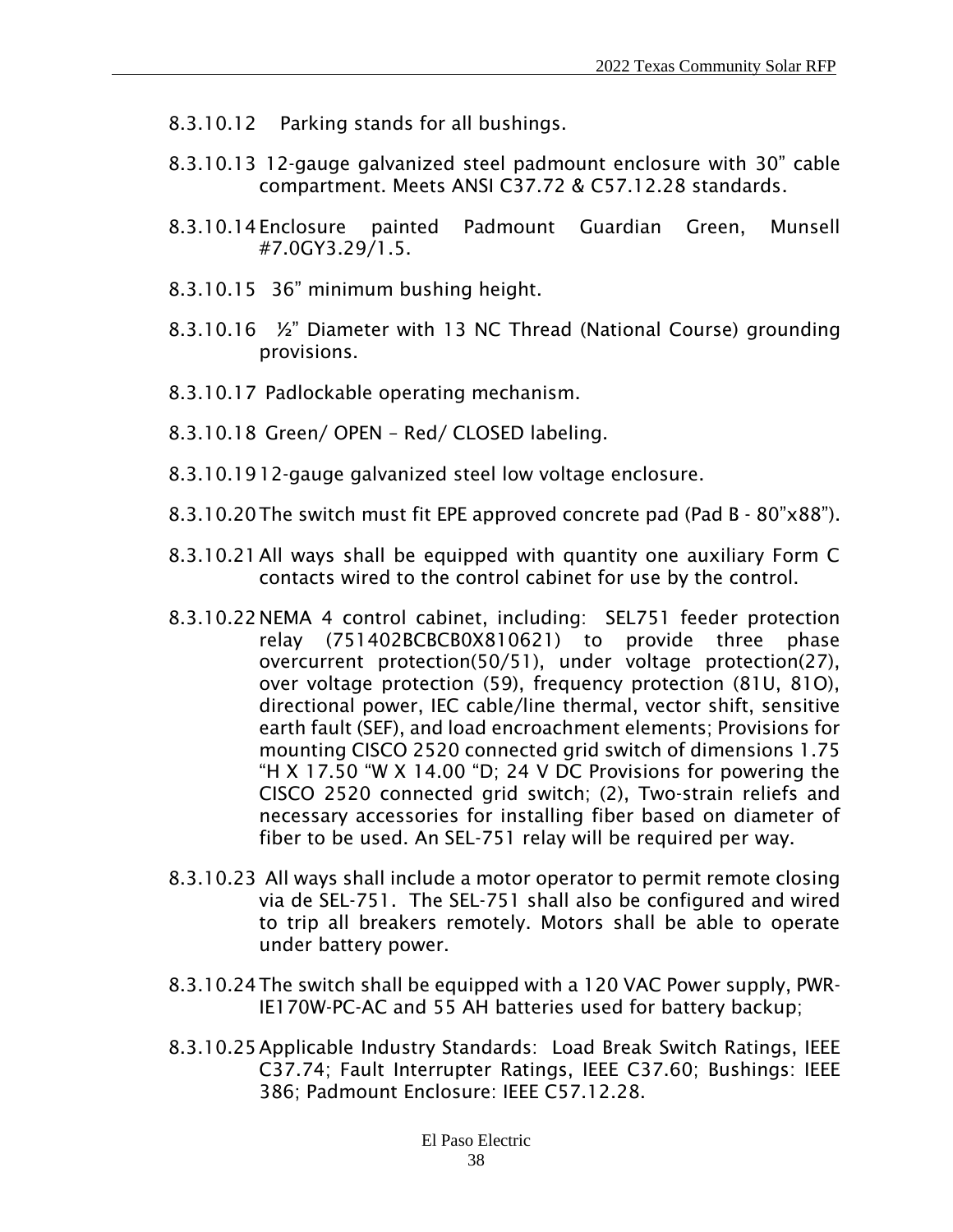8.3.10.12 Parking stands for all bushings.

8.3.10.13 12-gauge galvanized steel padmount enclosure with 30" cable compartment. Meets ANSI C37.72 & C57.12.28 standards.

8.3.10.14 Enclosure painted Padmount Guardian Green, Munsell #7.0GY3.29/1.5.

8.3.10.15 36" minimum bushing height.

8.3.10.16 ½" Diameter with 13 NC Thread (National Course) grounding provisions.

8.3.10.17 Padlockable operating mechanism.

8.3.10.18 Green/ OPEN – Red/ CLOSED labeling.

8.3.10.19 12-gauge galvanized steel low voltage enclosure.

8.3.10.20 The switch must fit EPE approved concrete pad (Pad B - 80"x88").

8.3.10.21 All ways shall be equipped with quantity one auxiliary Form C contacts wired to the control cabinet for use by the control.

8.3.10.22 NEMA 4 control cabinet, including: SEL751 feeder protection relay (751402BCBCB0X810621) to provide three phase overcurrent protection(50/51), under voltage protection(27), over voltage protection (59), frequency protection (81U, 81O), directional power, IEC cable/line thermal, vector shift, sensitive earth fault (SEF), and load encroachment elements; Provisions for mounting CISCO 2520 connected grid switch of dimensions 1.75 "H X 17.50 "W X 14.00 "D; 24 V DC Provisions for powering the CISCO 2520 connected grid switch; (2), Two-strain reliefs and necessary accessories for installing fiber based on diameter of fiber to be used. An SEL-751 relay will be required per way.

8.3.10.23 All ways shall include a motor operator to permit remote closing via de SEL-751. The SEL-751 shall also be configured and wired to trip all breakers remotely. Motors shall be able to operate under battery power.

8.3.10.24 The switch shall be equipped with a 120 VAC Power supply, PWR-IE170W-PC-AC and 55 AH batteries used for battery backup;

8.3.10.25 Applicable Industry Standards: Load Break Switch Ratings, IEEE C37.74; Fault Interrupter Ratings, IEEE C37.60; Bushings: IEEE 386; Padmount Enclosure: IEEE C57.12.28.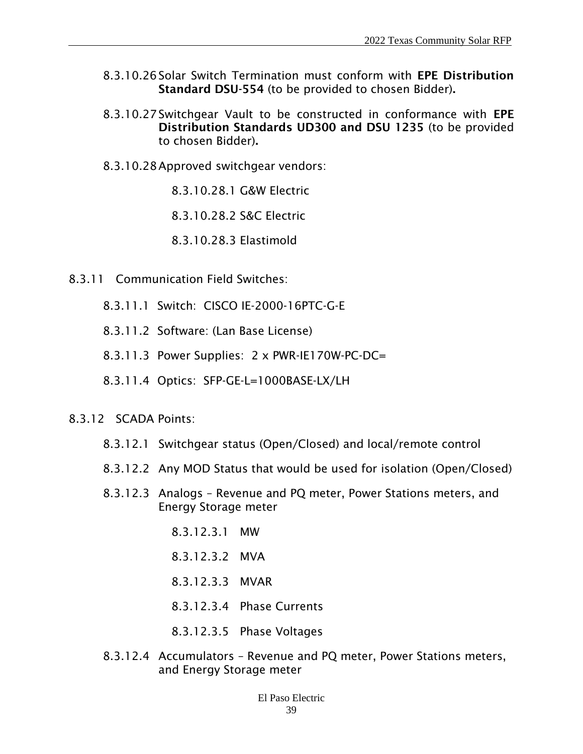8.3.10.26 Solar Switch Termination must conform with **EPE Distribution Standard DSU-554** (to be provided to chosen Bidder)**.**

8.3.10.27 Switchgear Vault to be constructed in conformance with **EPE Distribution Standards UD300 and DSU 1235** (to be provided to chosen Bidder)**.**

8.3.10.28 Approved switchgear vendors:

8.3.10.28.1 G&W Electric

8.3.10.28.2 S&C Electric

8.3.10.28.3 Elastimold

8.3.11 Communication Field Switches:

8.3.11.1 Switch: CISCO IE-2000-16PTC-G-E

8.3.11.2 Software: (Lan Base License)

8.3.11.3 Power Supplies: 2 x PWR-IE170W-PC-DC=

8.3.11.4 Optics: SFP-GE-L=1000BASE-LX/LH

8.3.12 SCADA Points:

8.3.12.1 Switchgear status (Open/Closed) and local/remote control

8.3.12.2 Any MOD Status that would be used for isolation (Open/Closed)

8.3.12.3 Analogs – Revenue and PQ meter, Power Stations meters, and Energy Storage meter

8.3.12.3.1 MW

8.3.12.3.2 MVA

8.3.12.3.3 MVAR

8.3.12.3.4 Phase Currents

8.3.12.3.5 Phase Voltages

8.3.12.4 Accumulators – Revenue and PQ meter, Power Stations meters, and Energy Storage meter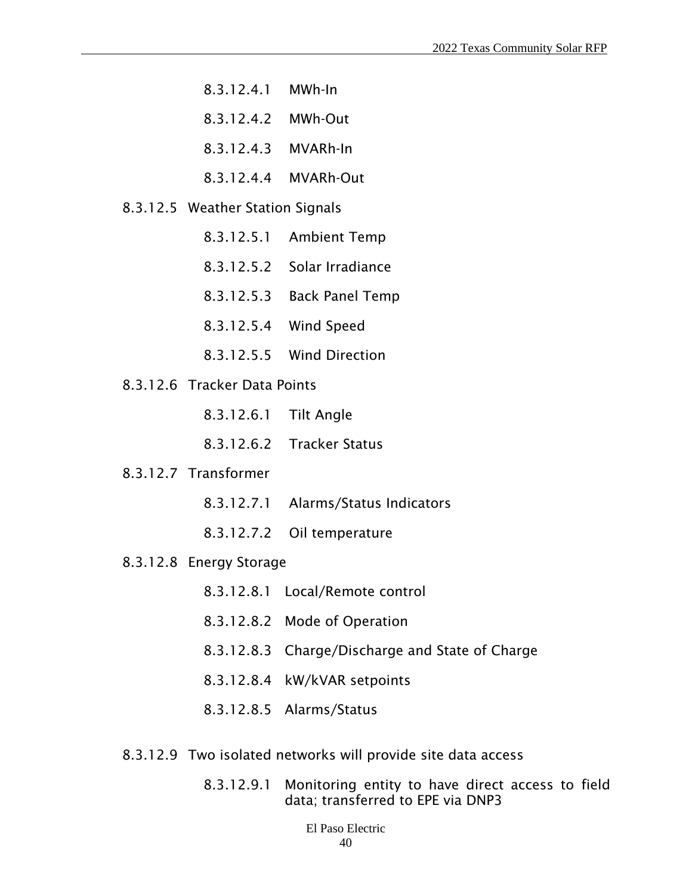- 8.3.12.4.1 MWh-In
- 8.3.12.4.2 MWh-Out
- 8.3.12.4.3 MVARh-In
- 8.3.12.4.4 MVARh-Out

8.3.12.5 Weather Station Signals

- 8.3.12.5.1 Ambient Temp
- 8.3.12.5.2 Solar Irradiance
- 8.3.12.5.3 Back Panel Temp
- 8.3.12.5.4 Wind Speed
- 8.3.12.5.5 Wind Direction

8.3.12.6 Tracker Data Points

- 8.3.12.6.1 Tilt Angle
- 8.3.12.6.2 Tracker Status

8.3.12.7 Transformer

- 8.3.12.7.1 Alarms/Status Indicators
- 8.3.12.7.2 Oil temperature

8.3.12.8 Energy Storage

- 8.3.12.8.1 Local/Remote control
- 8.3.12.8.2 Mode of Operation
- 8.3.12.8.3 Charge/Discharge and State of Charge
- 8.3.12.8.4 kW/kVAR setpoints
- 8.3.12.8.5 Alarms/Status

8.3.12.9 Two isolated networks will provide site data access

- 8.3.12.9.1 Monitoring entity to have direct access to field data; transferred to EPE via DNP3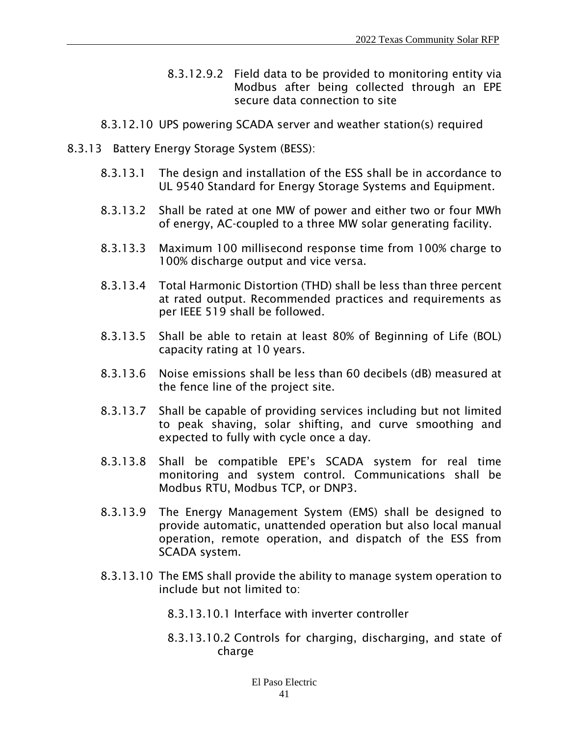8.3.12.9.2 Field data to be provided to monitoring entity via Modbus after being collected through an EPE secure data connection to site

8.3.12.10 UPS powering SCADA server and weather station(s) required

8.3.13 Battery Energy Storage System (BESS):

8.3.13.1 The design and installation of the ESS shall be in accordance to UL 9540 Standard for Energy Storage Systems and Equipment.

8.3.13.2 Shall be rated at one MW of power and either two or four MWh of energy, AC-coupled to a three MW solar generating facility.

8.3.13.3 Maximum 100 millisecond response time from 100% charge to 100% discharge output and vice versa.

8.3.13.4 Total Harmonic Distortion (THD) shall be less than three percent at rated output. Recommended practices and requirements as per IEEE 519 shall be followed.

8.3.13.5 Shall be able to retain at least 80% of Beginning of Life (BOL) capacity rating at 10 years.

8.3.13.6 Noise emissions shall be less than 60 decibels (dB) measured at the fence line of the project site.

8.3.13.7 Shall be capable of providing services including but not limited to peak shaving, solar shifting, and curve smoothing and expected to fully with cycle once a day.

8.3.13.8 Shall be compatible EPE's SCADA system for real time monitoring and system control. Communications shall be Modbus RTU, Modbus TCP, or DNP3.

8.3.13.9 The Energy Management System (EMS) shall be designed to provide automatic, unattended operation but also local manual operation, remote operation, and dispatch of the ESS from SCADA system.

8.3.13.10 The EMS shall provide the ability to manage system operation to include but not limited to:

8.3.13.10.1 Interface with inverter controller

8.3.13.10.2 Controls for charging, discharging, and state of charge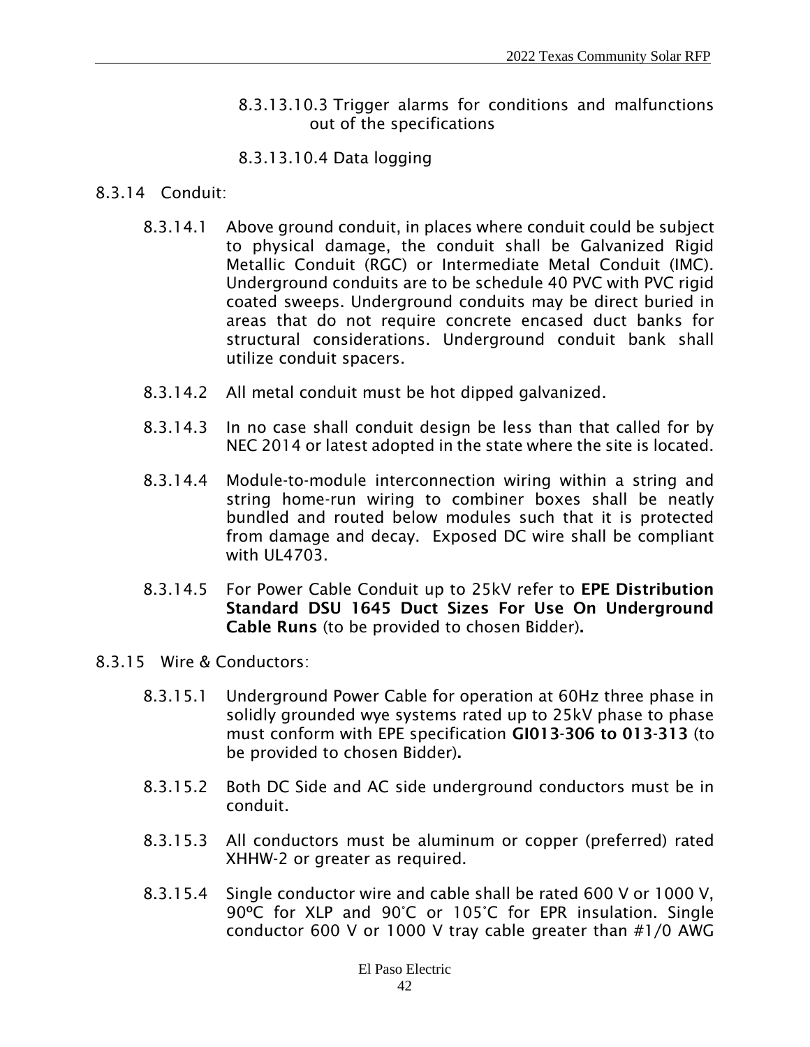8.3.13.10.3 Trigger alarms for conditions and malfunctions out of the specifications

8.3.13.10.4 Data logging

8.3.14 Conduit:

8.3.14.1 Above ground conduit, in places where conduit could be subject to physical damage, the conduit shall be Galvanized Rigid Metallic Conduit (RGC) or Intermediate Metal Conduit (IMC). Underground conduits are to be schedule 40 PVC with PVC rigid coated sweeps. Underground conduits may be direct buried in areas that do not require concrete encased duct banks for structural considerations. Underground conduit bank shall utilize conduit spacers.

8.3.14.2 All metal conduit must be hot dipped galvanized.

8.3.14.3 In no case shall conduit design be less than that called for by NEC 2014 or latest adopted in the state where the site is located.

8.3.14.4 Module-to-module interconnection wiring within a string and string home-run wiring to combiner boxes shall be neatly bundled and routed below modules such that it is protected from damage and decay. Exposed DC wire shall be compliant with UL4703.

8.3.14.5 For Power Cable Conduit up to 25kV refer to **EPE Distribution Standard DSU 1645 Duct Sizes For Use On Underground Cable Runs** (to be provided to chosen Bidder)**.**

8.3.15 Wire & Conductors:

8.3.15.1 Underground Power Cable for operation at 60Hz three phase in solidly grounded wye systems rated up to 25kV phase to phase must conform with EPE specification **GI013-306 to 013-313** (to be provided to chosen Bidder)**.**

8.3.15.2 Both DC Side and AC side underground conductors must be in conduit.

8.3.15.3 All conductors must be aluminum or copper (preferred) rated XHHW-2 or greater as required.

8.3.15.4 Single conductor wire and cable shall be rated 600 V or 1000 V, 90ºC for XLP and 90˚C or 105˚C for EPR insulation. Single conductor 600 V or 1000 V tray cable greater than #1/0 AWG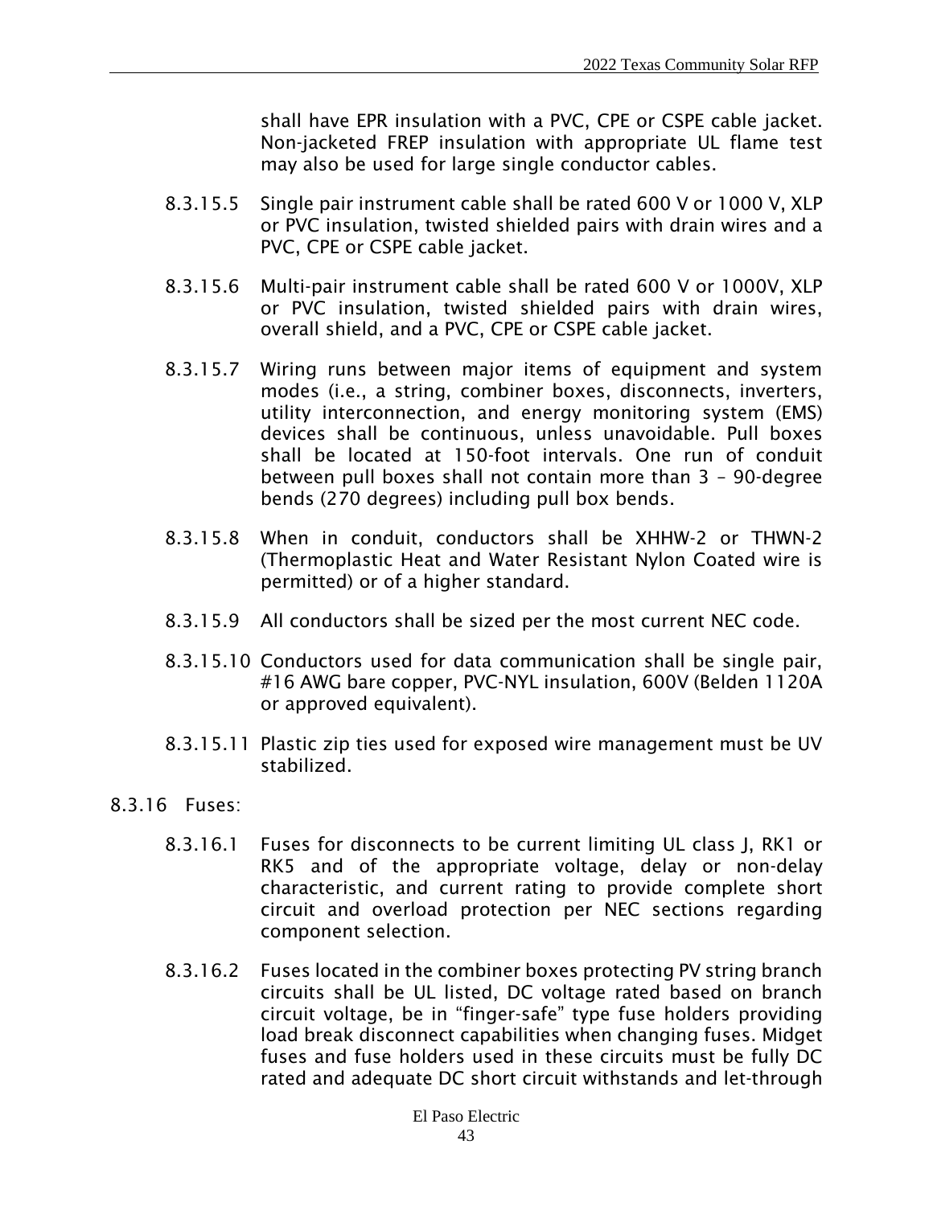shall have EPR insulation with a PVC, CPE or CSPE cable jacket. Non-jacketed FREP insulation with appropriate UL flame test may also be used for large single conductor cables.

8.3.15.5 Single pair instrument cable shall be rated 600 V or 1000 V, XLP or PVC insulation, twisted shielded pairs with drain wires and a PVC, CPE or CSPE cable jacket.

8.3.15.6 Multi-pair instrument cable shall be rated 600 V or 1000V, XLP or PVC insulation, twisted shielded pairs with drain wires, overall shield, and a PVC, CPE or CSPE cable jacket.

8.3.15.7 Wiring runs between major items of equipment and system modes (i.e., a string, combiner boxes, disconnects, inverters, utility interconnection, and energy monitoring system (EMS) devices shall be continuous, unless unavoidable. Pull boxes shall be located at 150-foot intervals. One run of conduit between pull boxes shall not contain more than 3 – 90-degree bends (270 degrees) including pull box bends.

8.3.15.8 When in conduit, conductors shall be XHHW-2 or THWN-2 (Thermoplastic Heat and Water Resistant Nylon Coated wire is permitted) or of a higher standard.

8.3.15.9 All conductors shall be sized per the most current NEC code.

8.3.15.10 Conductors used for data communication shall be single pair, #16 AWG bare copper, PVC-NYL insulation, 600V (Belden 1120A or approved equivalent).

8.3.15.11 Plastic zip ties used for exposed wire management must be UV stabilized.

8.3.16 Fuses:

8.3.16.1 Fuses for disconnects to be current limiting UL class J, RK1 or RK5 and of the appropriate voltage, delay or non-delay characteristic, and current rating to provide complete short circuit and overload protection per NEC sections regarding component selection.

8.3.16.2 Fuses located in the combiner boxes protecting PV string branch circuits shall be UL listed, DC voltage rated based on branch circuit voltage, be in "finger-safe" type fuse holders providing load break disconnect capabilities when changing fuses. Midget fuses and fuse holders used in these circuits must be fully DC rated and adequate DC short circuit withstands and let-through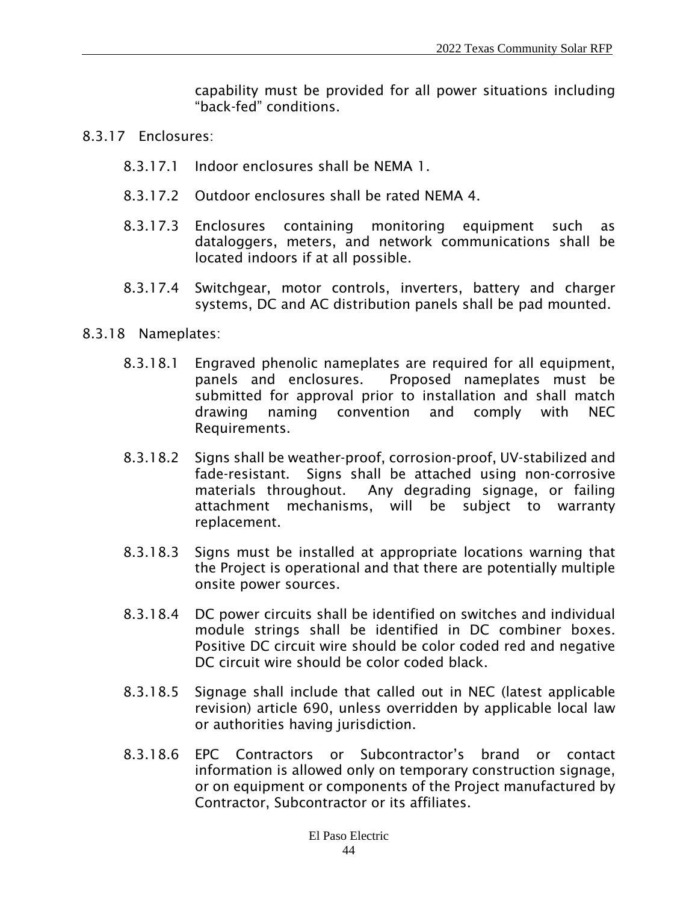capability must be provided for all power situations including "back-fed" conditions.

8.3.17 Enclosures:

8.3.17.1 Indoor enclosures shall be NEMA 1.

8.3.17.2 Outdoor enclosures shall be rated NEMA 4.

8.3.17.3 Enclosures containing monitoring equipment such as dataloggers, meters, and network communications shall be located indoors if at all possible.

8.3.17.4 Switchgear, motor controls, inverters, battery and charger systems, DC and AC distribution panels shall be pad mounted.

8.3.18 Nameplates:

8.3.18.1 Engraved phenolic nameplates are required for all equipment, panels and enclosures. Proposed nameplates must be submitted for approval prior to installation and shall match drawing naming convention and comply with NEC Requirements.

8.3.18.2 Signs shall be weather-proof, corrosion-proof, UV-stabilized and fade-resistant. Signs shall be attached using non-corrosive materials throughout. Any degrading signage, or failing attachment mechanisms, will be subject to warranty replacement.

8.3.18.3 Signs must be installed at appropriate locations warning that the Project is operational and that there are potentially multiple onsite power sources.

8.3.18.4 DC power circuits shall be identified on switches and individual module strings shall be identified in DC combiner boxes. Positive DC circuit wire should be color coded red and negative DC circuit wire should be color coded black.

8.3.18.5 Signage shall include that called out in NEC (latest applicable revision) article 690, unless overridden by applicable local law or authorities having jurisdiction.

8.3.18.6 EPC Contractors or Subcontractor's brand or contact information is allowed only on temporary construction signage, or on equipment or components of the Project manufactured by Contractor, Subcontractor or its affiliates.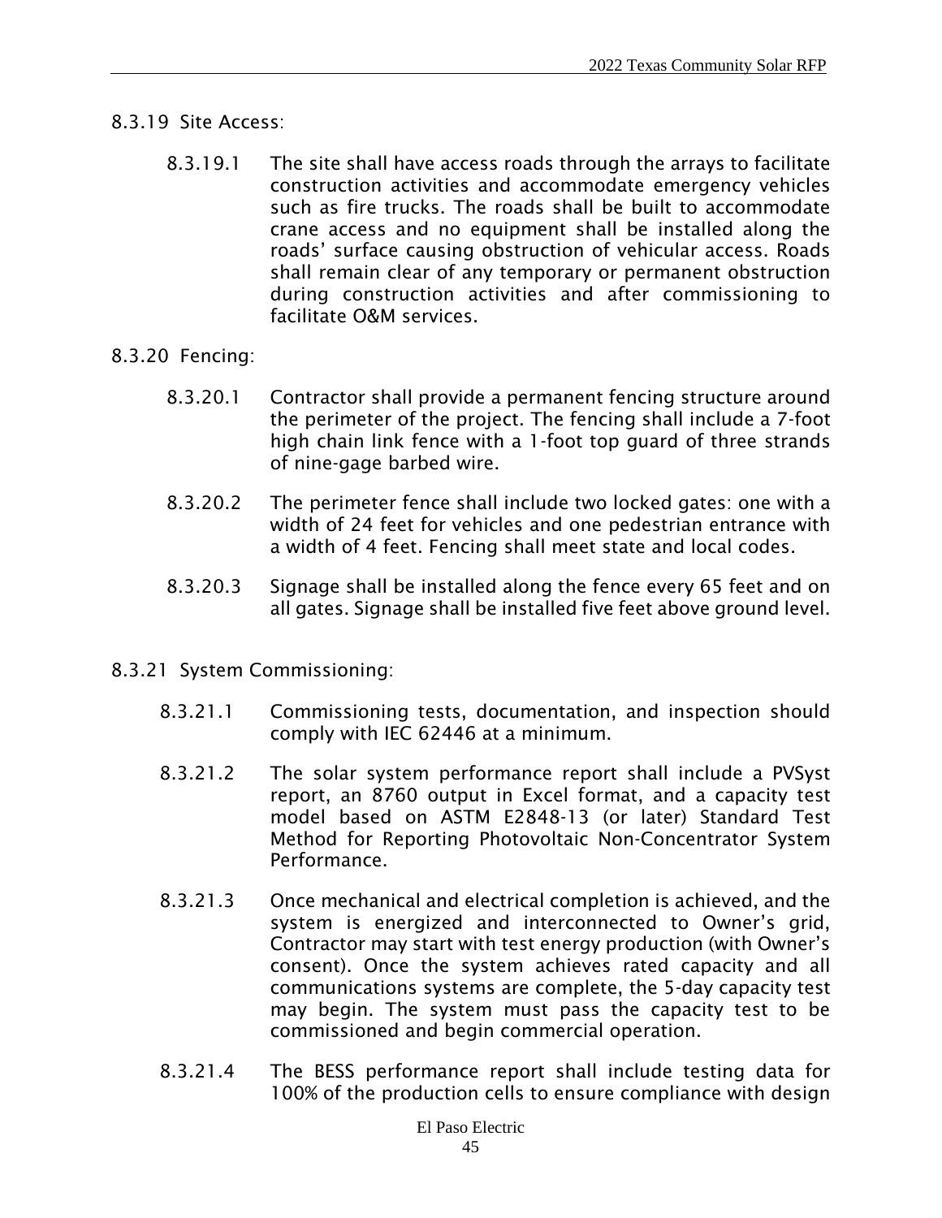8.3.19 Site Access:

8.3.19.1 The site shall have access roads through the arrays to facilitate construction activities and accommodate emergency vehicles such as fire trucks. The roads shall be built to accommodate crane access and no equipment shall be installed along the roads' surface causing obstruction of vehicular access. Roads shall remain clear of any temporary or permanent obstruction during construction activities and after commissioning to facilitate O&M services.

8.3.20 Fencing:

8.3.20.1 Contractor shall provide a permanent fencing structure around the perimeter of the project. The fencing shall include a 7-foot high chain link fence with a 1-foot top guard of three strands of nine-gage barbed wire.

8.3.20.2 The perimeter fence shall include two locked gates: one with a width of 24 feet for vehicles and one pedestrian entrance with a width of 4 feet. Fencing shall meet state and local codes.

8.3.20.3 Signage shall be installed along the fence every 65 feet and on all gates. Signage shall be installed five feet above ground level.

8.3.21 System Commissioning:

8.3.21.1 Commissioning tests, documentation, and inspection should comply with IEC 62446 at a minimum.

8.3.21.2 The solar system performance report shall include a PVSyst report, an 8760 output in Excel format, and a capacity test model based on ASTM E2848-13 (or later) Standard Test Method for Reporting Photovoltaic Non-Concentrator System Performance.

8.3.21.3 Once mechanical and electrical completion is achieved, and the system is energized and interconnected to Owner's grid, Contractor may start with test energy production (with Owner's consent). Once the system achieves rated capacity and all communications systems are complete, the 5-day capacity test may begin. The system must pass the capacity test to be commissioned and begin commercial operation.

8.3.21.4 The BESS performance report shall include testing data for 100% of the production cells to ensure compliance with design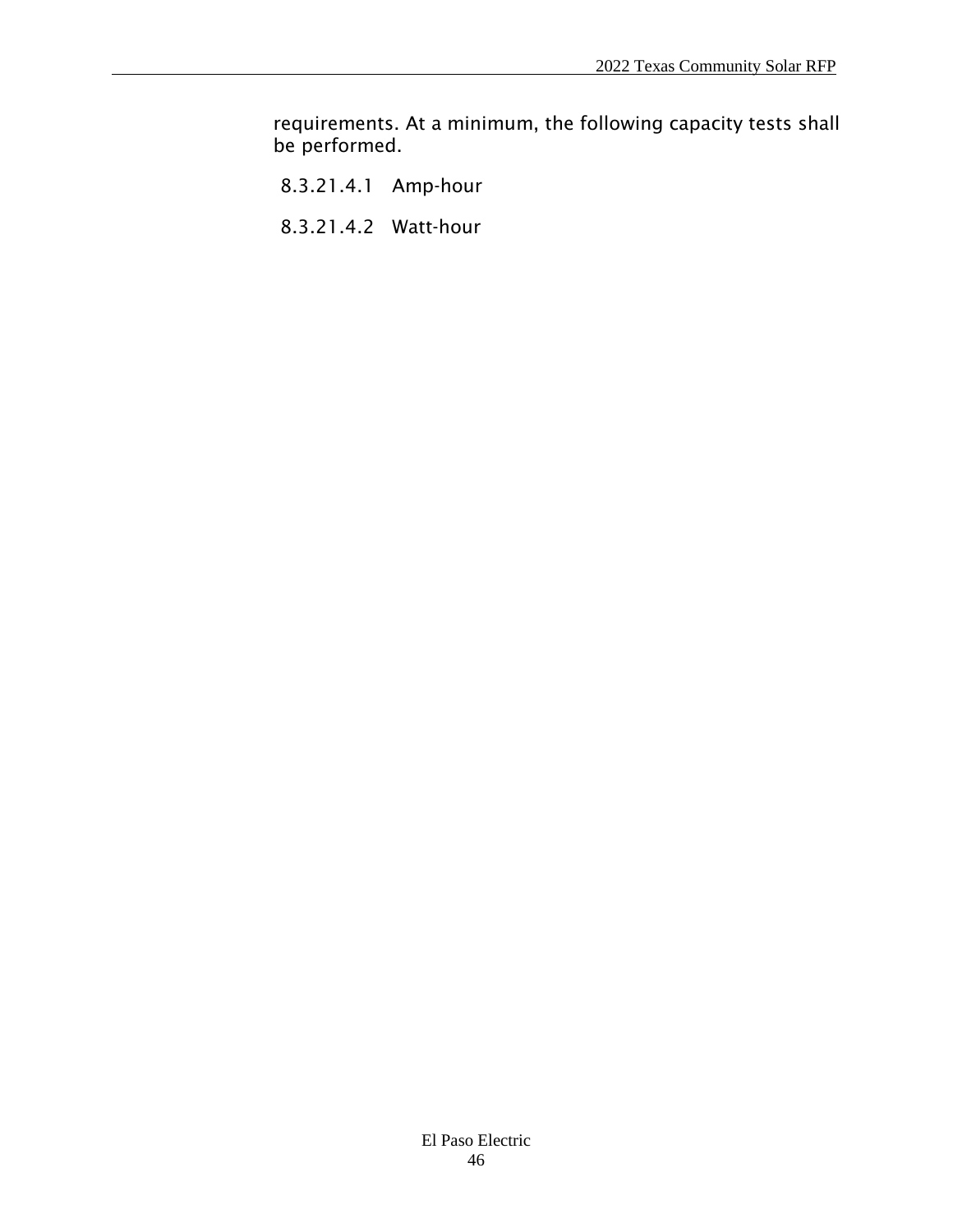requirements. At a minimum, the following capacity tests shall be performed.

8.3.21.4.1 Amp-hour

8.3.21.4.2 Watt-hour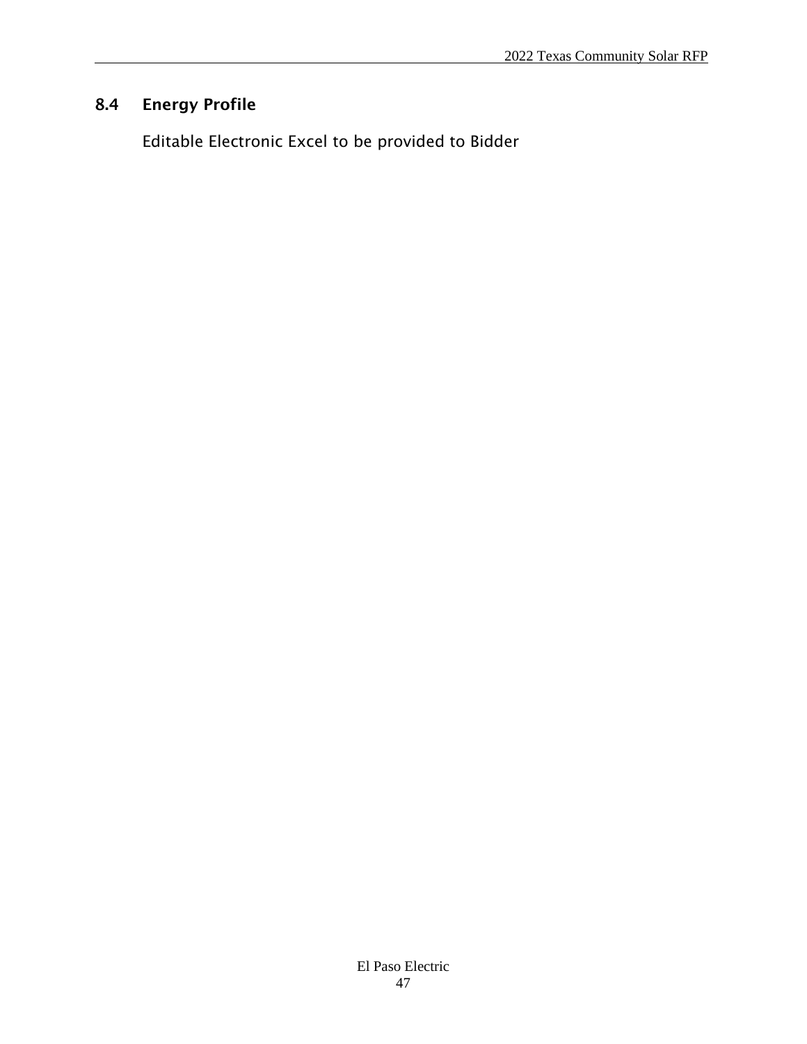## 8.4 Energy Profile

Editable Electronic Excel to be provided to Bidder